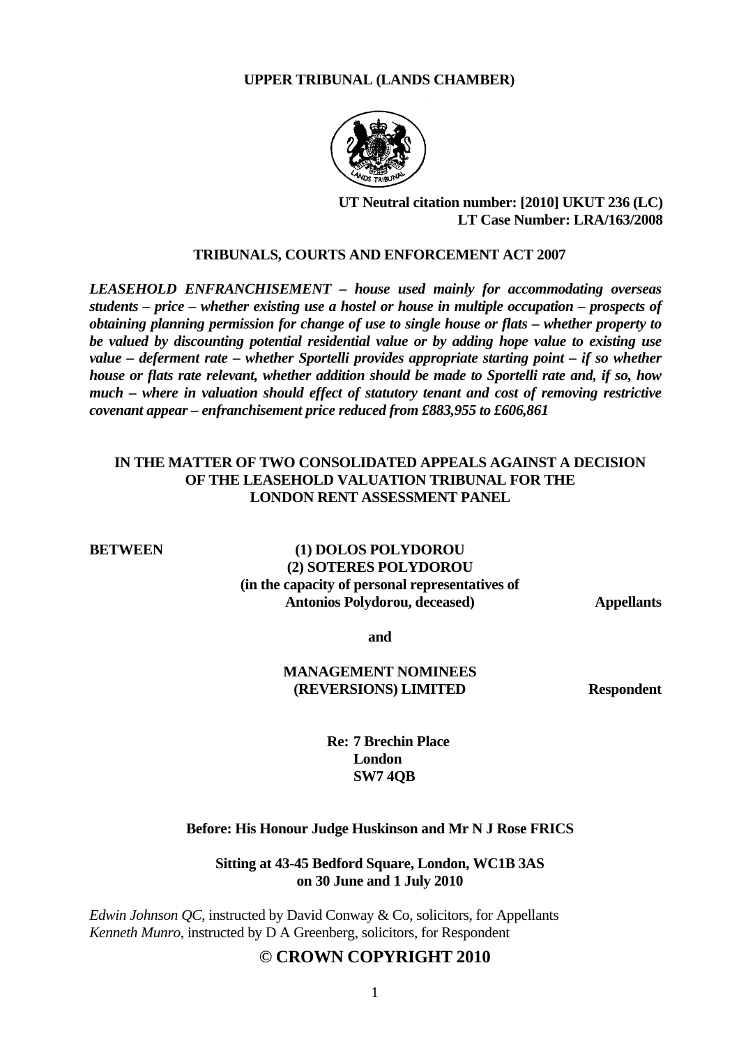**UPPER TRIBUNAL (LANDS CHAMBER)**

**UT Neutral citation number: [2010] UKUT 236 (LC)**
**LT Case Number: LRA/163/2008**

**TRIBUNALS, COURTS AND ENFORCEMENT ACT 2007**

***LEASEHOLD ENFRANCHISEMENT – house used mainly for accommodating overseas students – price – whether existing use a hostel or house in multiple occupation – prospects of obtaining planning permission for change of use to single house or flats – whether property to be valued by discounting potential residential value or by adding hope value to existing use value – deferment rate – whether Sportelli provides appropriate starting point – if so whether house or flats rate relevant, whether addition should be made to Sportelli rate and, if so, how much – where in valuation should effect of statutory tenant and cost of removing restrictive covenant appear – enfranchisement price reduced from £883,955 to £606,861***

**IN THE MATTER OF TWO CONSOLIDATED APPEALS AGAINST A DECISION OF THE LEASEHOLD VALUATION TRIBUNAL FOR THE LONDON RENT ASSESSMENT PANEL**

**BETWEEN**

**(1) DOLOS POLYDOROU**
**(2) SOTERES POLYDOROU**
**(in the capacity of personal representatives of Antonios Polydorou, deceased)** — **Appellants**

**and**

**MANAGEMENT NOMINEES (REVERSIONS) LIMITED** — **Respondent**

**Re: 7 Brechin Place**
**London**
**SW7 4QB**

**Before: His Honour Judge Huskinson and Mr N J Rose FRICS**

**Sitting at 43-45 Bedford Square, London, WC1B 3AS on 30 June and 1 July 2010**

*Edwin Johnson QC*, instructed by David Conway & Co, solicitors, for Appellants
*Kenneth Munro*, instructed by D A Greenberg, solicitors, for Respondent

**© CROWN COPYRIGHT 2010**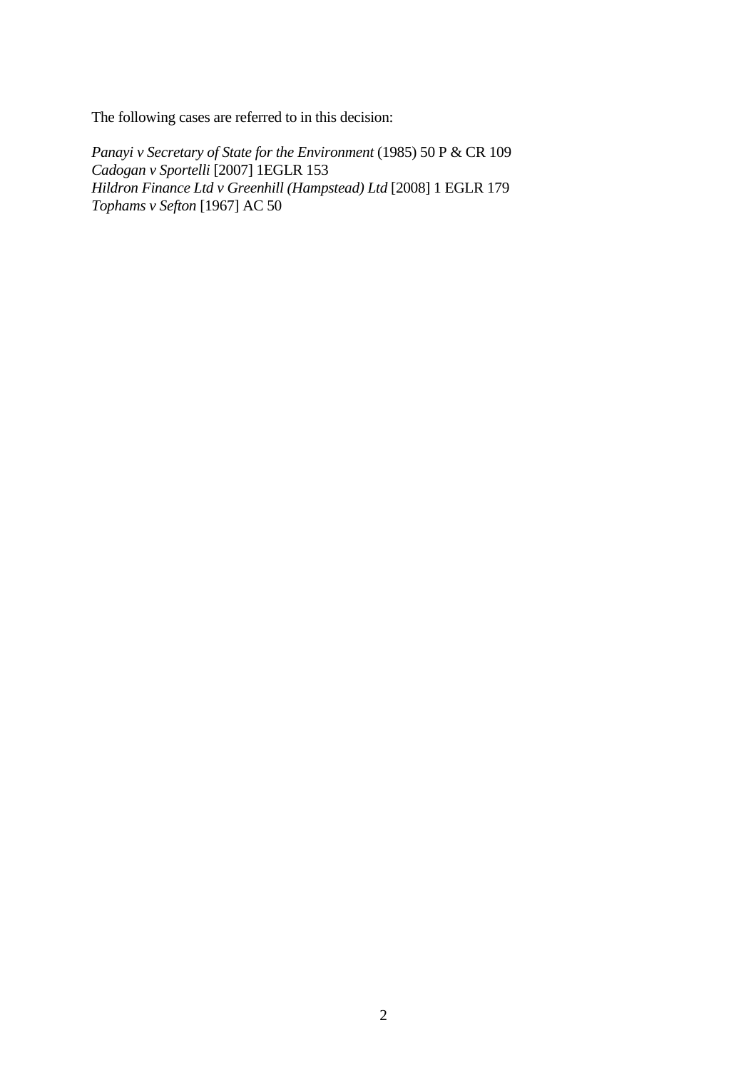The following cases are referred to in this decision:

*Panayi v Secretary of State for the Environment* (1985) 50 P & CR 109
*Cadogan v Sportelli* [2007] 1EGLR 153
*Hildron Finance Ltd v Greenhill (Hampstead) Ltd* [2008] 1 EGLR 179
*Tophams v Sefton* [1967] AC 50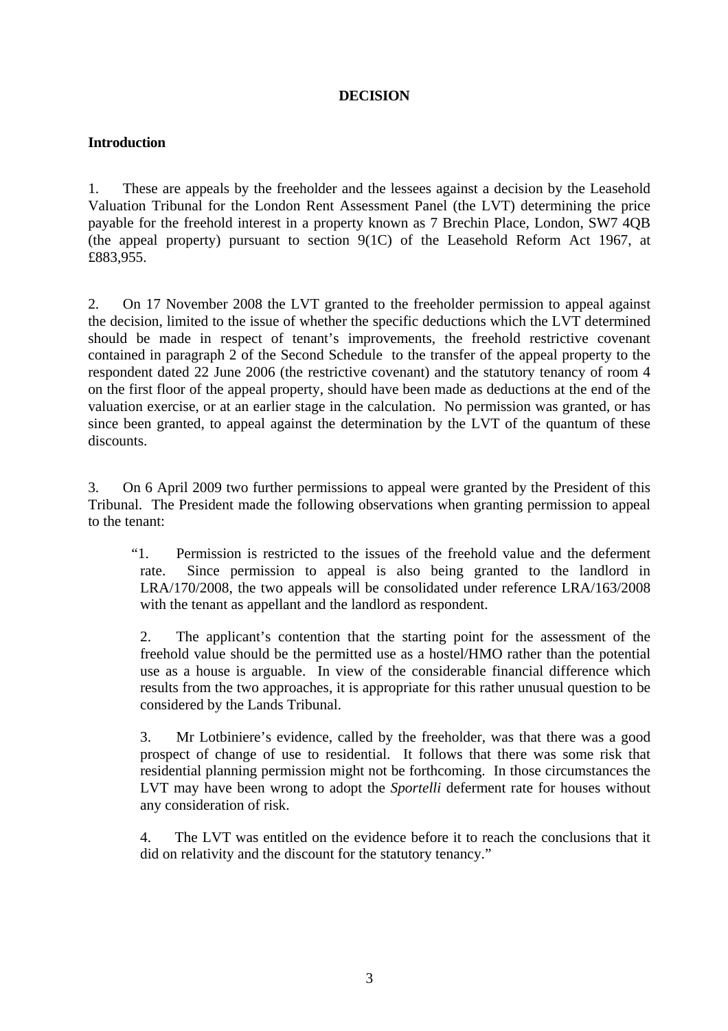**DECISION**

**Introduction**

1. These are appeals by the freeholder and the lessees against a decision by the Leasehold Valuation Tribunal for the London Rent Assessment Panel (the LVT) determining the price payable for the freehold interest in a property known as 7 Brechin Place, London, SW7 4QB (the appeal property) pursuant to section 9(1C) of the Leasehold Reform Act 1967, at £883,955.

2. On 17 November 2008 the LVT granted to the freeholder permission to appeal against the decision, limited to the issue of whether the specific deductions which the LVT determined should be made in respect of tenant's improvements, the freehold restrictive covenant contained in paragraph 2 of the Second Schedule to the transfer of the appeal property to the respondent dated 22 June 2006 (the restrictive covenant) and the statutory tenancy of room 4 on the first floor of the appeal property, should have been made as deductions at the end of the valuation exercise, or at an earlier stage in the calculation. No permission was granted, or has since been granted, to appeal against the determination by the LVT of the quantum of these discounts.

3. On 6 April 2009 two further permissions to appeal were granted by the President of this Tribunal. The President made the following observations when granting permission to appeal to the tenant:

> "1. Permission is restricted to the issues of the freehold value and the deferment rate. Since permission to appeal is also being granted to the landlord in LRA/170/2008, the two appeals will be consolidated under reference LRA/163/2008 with the tenant as appellant and the landlord as respondent.
>
> 2. The applicant's contention that the starting point for the assessment of the freehold value should be the permitted use as a hostel/HMO rather than the potential use as a house is arguable. In view of the considerable financial difference which results from the two approaches, it is appropriate for this rather unusual question to be considered by the Lands Tribunal.
>
> 3. Mr Lotbiniere's evidence, called by the freeholder, was that there was a good prospect of change of use to residential. It follows that there was some risk that residential planning permission might not be forthcoming. In those circumstances the LVT may have been wrong to adopt the *Sportelli* deferment rate for houses without any consideration of risk.
>
> 4. The LVT was entitled on the evidence before it to reach the conclusions that it did on relativity and the discount for the statutory tenancy."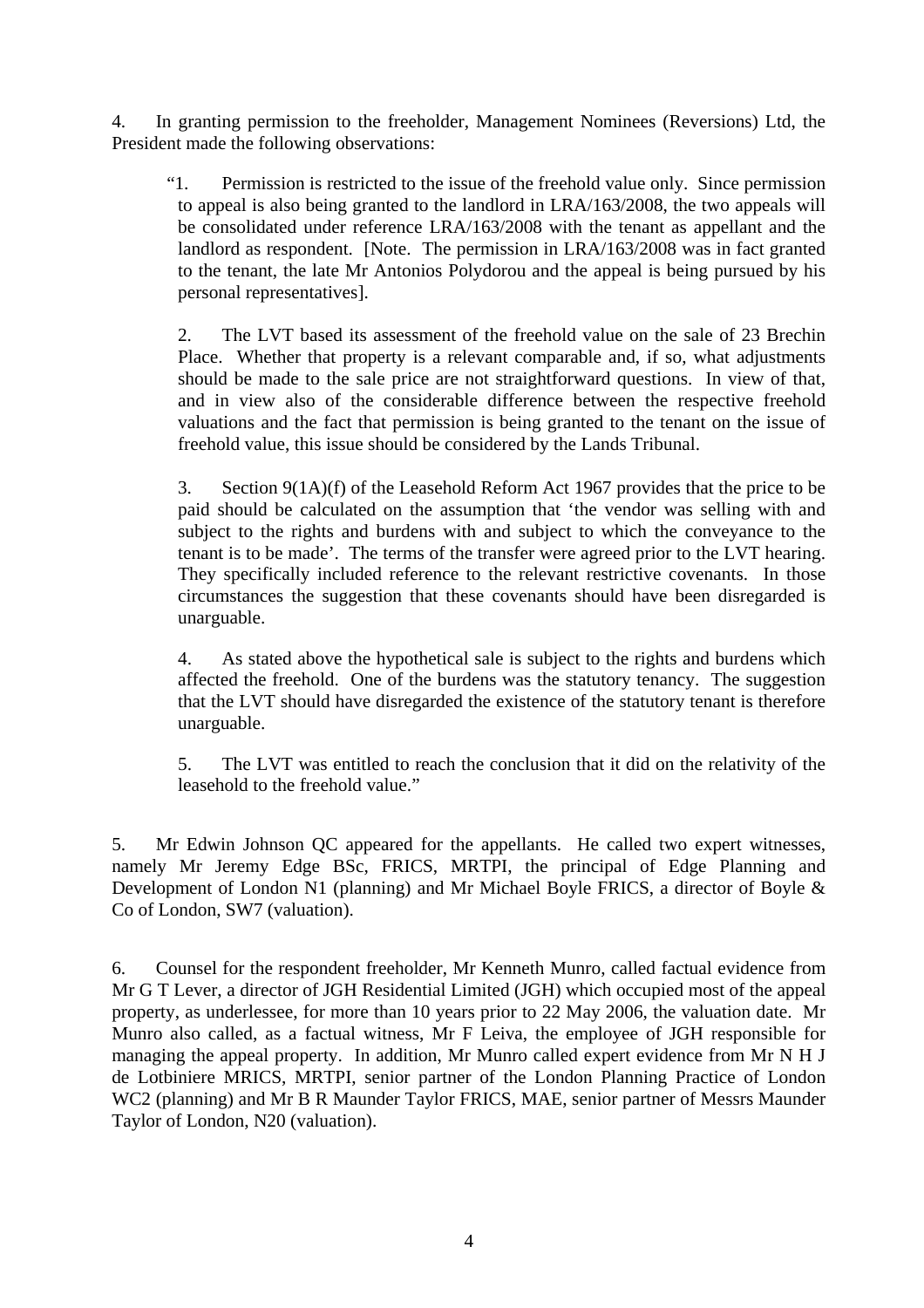4. In granting permission to the freeholder, Management Nominees (Reversions) Ltd, the President made the following observations:

> "1. Permission is restricted to the issue of the freehold value only. Since permission to appeal is also being granted to the landlord in LRA/163/2008, the two appeals will be consolidated under reference LRA/163/2008 with the tenant as appellant and the landlord as respondent. [Note. The permission in LRA/163/2008 was in fact granted to the tenant, the late Mr Antonios Polydorou and the appeal is being pursued by his personal representatives].
>
> 2. The LVT based its assessment of the freehold value on the sale of 23 Brechin Place. Whether that property is a relevant comparable and, if so, what adjustments should be made to the sale price are not straightforward questions. In view of that, and in view also of the considerable difference between the respective freehold valuations and the fact that permission is being granted to the tenant on the issue of freehold value, this issue should be considered by the Lands Tribunal.
>
> 3. Section 9(1A)(f) of the Leasehold Reform Act 1967 provides that the price to be paid should be calculated on the assumption that 'the vendor was selling with and subject to the rights and burdens with and subject to which the conveyance to the tenant is to be made'. The terms of the transfer were agreed prior to the LVT hearing. They specifically included reference to the relevant restrictive covenants. In those circumstances the suggestion that these covenants should have been disregarded is unarguable.
>
> 4. As stated above the hypothetical sale is subject to the rights and burdens which affected the freehold. One of the burdens was the statutory tenancy. The suggestion that the LVT should have disregarded the existence of the statutory tenant is therefore unarguable.
>
> 5. The LVT was entitled to reach the conclusion that it did on the relativity of the leasehold to the freehold value."

5. Mr Edwin Johnson QC appeared for the appellants. He called two expert witnesses, namely Mr Jeremy Edge BSc, FRICS, MRTPI, the principal of Edge Planning and Development of London N1 (planning) and Mr Michael Boyle FRICS, a director of Boyle & Co of London, SW7 (valuation).

6. Counsel for the respondent freeholder, Mr Kenneth Munro, called factual evidence from Mr G T Lever, a director of JGH Residential Limited (JGH) which occupied most of the appeal property, as underlessee, for more than 10 years prior to 22 May 2006, the valuation date. Mr Munro also called, as a factual witness, Mr F Leiva, the employee of JGH responsible for managing the appeal property. In addition, Mr Munro called expert evidence from Mr N H J de Lotbiniere MRICS, MRTPI, senior partner of the London Planning Practice of London WC2 (planning) and Mr B R Maunder Taylor FRICS, MAE, senior partner of Messrs Maunder Taylor of London, N20 (valuation).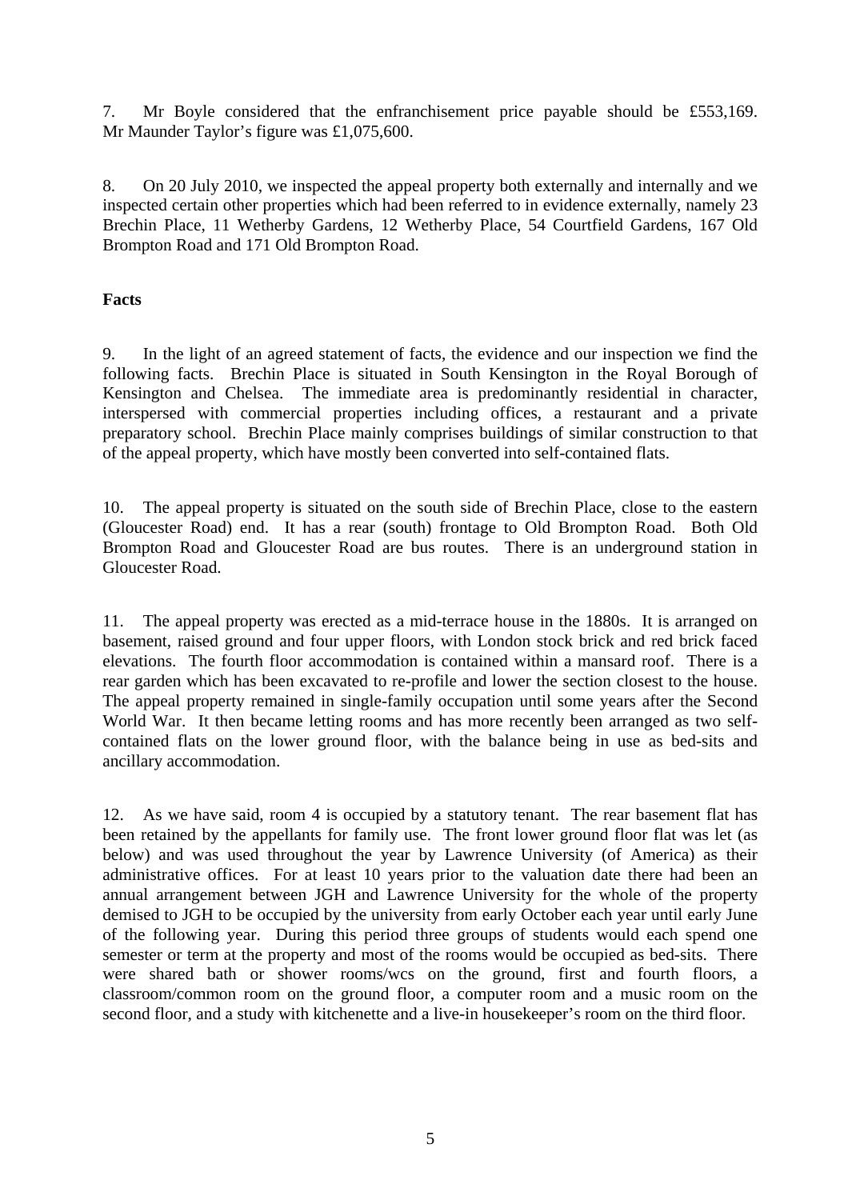7. Mr Boyle considered that the enfranchisement price payable should be £553,169. Mr Maunder Taylor's figure was £1,075,600.

8. On 20 July 2010, we inspected the appeal property both externally and internally and we inspected certain other properties which had been referred to in evidence externally, namely 23 Brechin Place, 11 Wetherby Gardens, 12 Wetherby Place, 54 Courtfield Gardens, 167 Old Brompton Road and 171 Old Brompton Road.

**Facts**

9. In the light of an agreed statement of facts, the evidence and our inspection we find the following facts. Brechin Place is situated in South Kensington in the Royal Borough of Kensington and Chelsea. The immediate area is predominantly residential in character, interspersed with commercial properties including offices, a restaurant and a private preparatory school. Brechin Place mainly comprises buildings of similar construction to that of the appeal property, which have mostly been converted into self-contained flats.

10. The appeal property is situated on the south side of Brechin Place, close to the eastern (Gloucester Road) end. It has a rear (south) frontage to Old Brompton Road. Both Old Brompton Road and Gloucester Road are bus routes. There is an underground station in Gloucester Road.

11. The appeal property was erected as a mid-terrace house in the 1880s. It is arranged on basement, raised ground and four upper floors, with London stock brick and red brick faced elevations. The fourth floor accommodation is contained within a mansard roof. There is a rear garden which has been excavated to re-profile and lower the section closest to the house. The appeal property remained in single-family occupation until some years after the Second World War. It then became letting rooms and has more recently been arranged as two self-contained flats on the lower ground floor, with the balance being in use as bed-sits and ancillary accommodation.

12. As we have said, room 4 is occupied by a statutory tenant. The rear basement flat has been retained by the appellants for family use. The front lower ground floor flat was let (as below) and was used throughout the year by Lawrence University (of America) as their administrative offices. For at least 10 years prior to the valuation date there had been an annual arrangement between JGH and Lawrence University for the whole of the property demised to JGH to be occupied by the university from early October each year until early June of the following year. During this period three groups of students would each spend one semester or term at the property and most of the rooms would be occupied as bed-sits. There were shared bath or shower rooms/wcs on the ground, first and fourth floors, a classroom/common room on the ground floor, a computer room and a music room on the second floor, and a study with kitchenette and a live-in housekeeper's room on the third floor.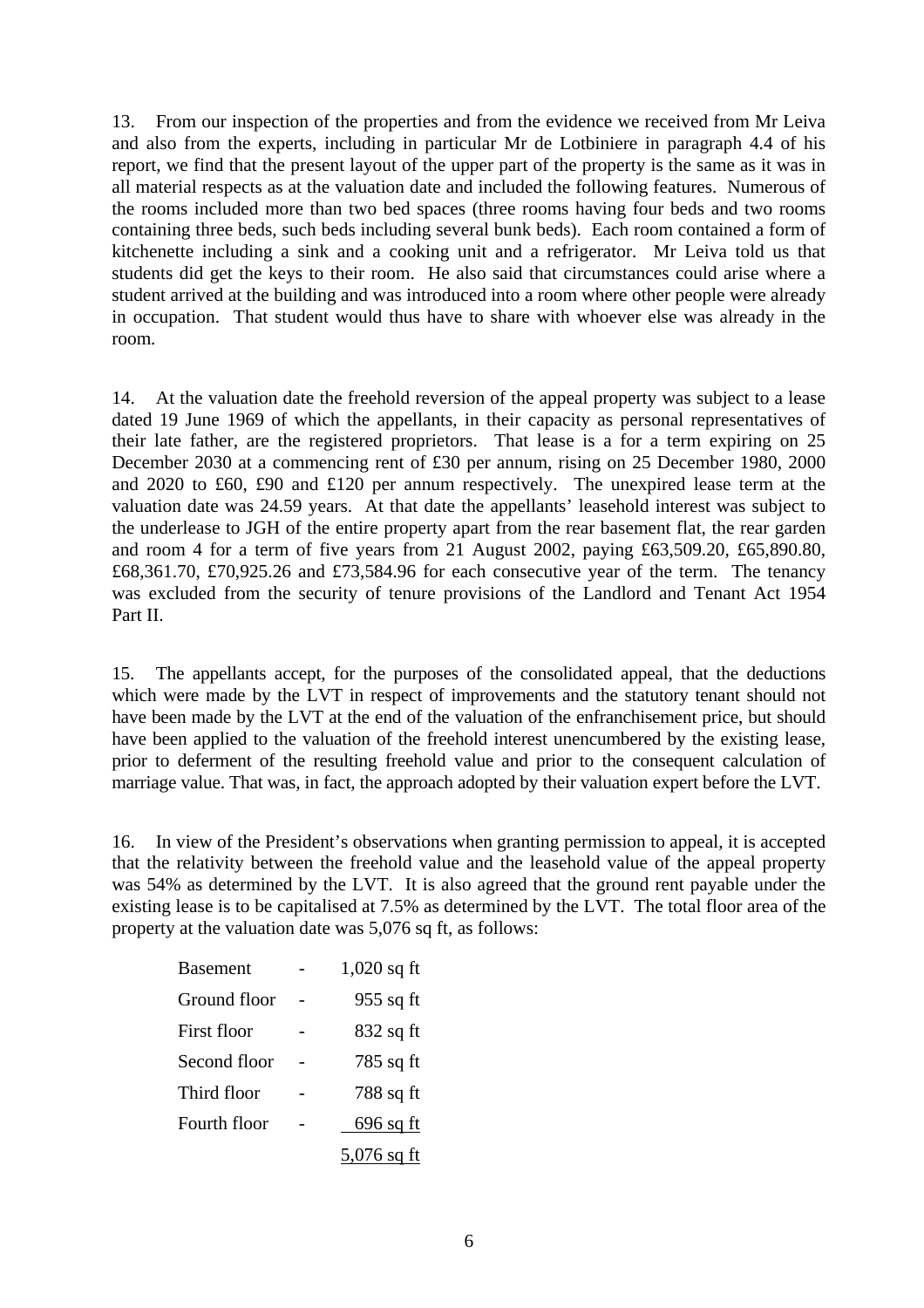13. From our inspection of the properties and from the evidence we received from Mr Leiva and also from the experts, including in particular Mr de Lotbiniere in paragraph 4.4 of his report, we find that the present layout of the upper part of the property is the same as it was in all material respects as at the valuation date and included the following features. Numerous of the rooms included more than two bed spaces (three rooms having four beds and two rooms containing three beds, such beds including several bunk beds). Each room contained a form of kitchenette including a sink and a cooking unit and a refrigerator. Mr Leiva told us that students did get the keys to their room. He also said that circumstances could arise where a student arrived at the building and was introduced into a room where other people were already in occupation. That student would thus have to share with whoever else was already in the room.

14. At the valuation date the freehold reversion of the appeal property was subject to a lease dated 19 June 1969 of which the appellants, in their capacity as personal representatives of their late father, are the registered proprietors. That lease is a for a term expiring on 25 December 2030 at a commencing rent of £30 per annum, rising on 25 December 1980, 2000 and 2020 to £60, £90 and £120 per annum respectively. The unexpired lease term at the valuation date was 24.59 years. At that date the appellants' leasehold interest was subject to the underlease to JGH of the entire property apart from the rear basement flat, the rear garden and room 4 for a term of five years from 21 August 2002, paying £63,509.20, £65,890.80, £68,361.70, £70,925.26 and £73,584.96 for each consecutive year of the term. The tenancy was excluded from the security of tenure provisions of the Landlord and Tenant Act 1954 Part II.

15. The appellants accept, for the purposes of the consolidated appeal, that the deductions which were made by the LVT in respect of improvements and the statutory tenant should not have been made by the LVT at the end of the valuation of the enfranchisement price, but should have been applied to the valuation of the freehold interest unencumbered by the existing lease, prior to deferment of the resulting freehold value and prior to the consequent calculation of marriage value. That was, in fact, the approach adopted by their valuation expert before the LVT.

16. In view of the President's observations when granting permission to appeal, it is accepted that the relativity between the freehold value and the leasehold value of the appeal property was 54% as determined by the LVT. It is also agreed that the ground rent payable under the existing lease is to be capitalised at 7.5% as determined by the LVT. The total floor area of the property at the valuation date was 5,076 sq ft, as follows:

| | | |
|---|---|---|
| Basement | - | 1,020 sq ft |
| Ground floor | - | 955 sq ft |
| First floor | - | 832 sq ft |
| Second floor | - | 785 sq ft |
| Third floor | - | 788 sq ft |
| Fourth floor | - | 696 sq ft |
| | | 5,076 sq ft |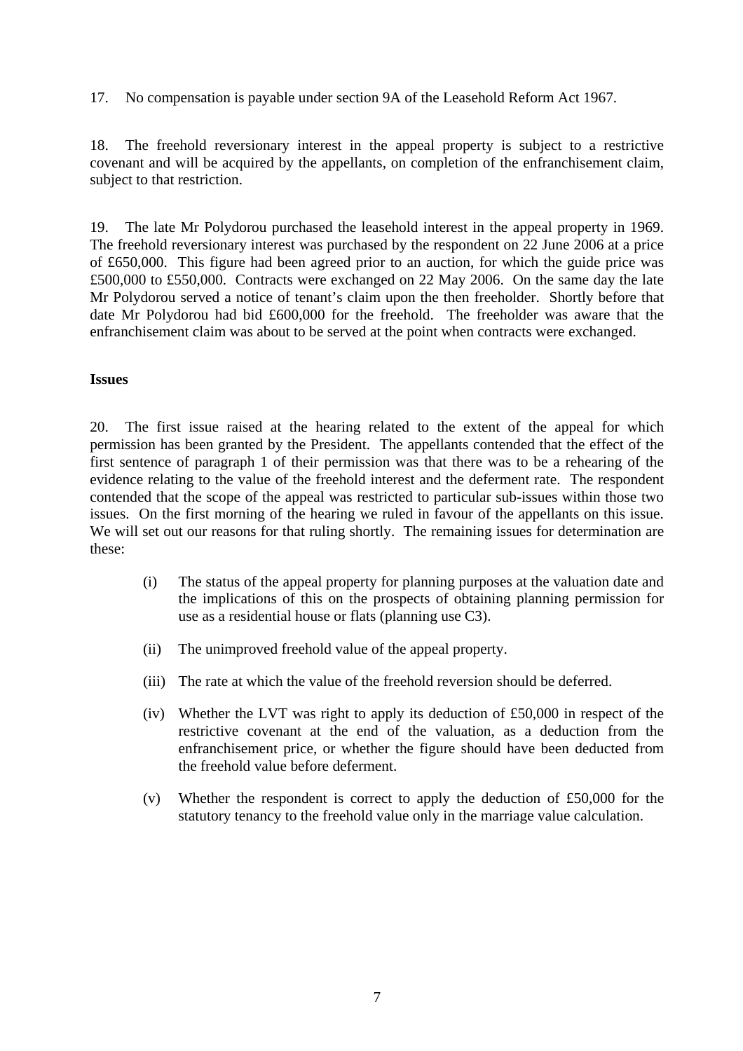17. No compensation is payable under section 9A of the Leasehold Reform Act 1967.

18. The freehold reversionary interest in the appeal property is subject to a restrictive covenant and will be acquired by the appellants, on completion of the enfranchisement claim, subject to that restriction.

19. The late Mr Polydorou purchased the leasehold interest in the appeal property in 1969. The freehold reversionary interest was purchased by the respondent on 22 June 2006 at a price of £650,000. This figure had been agreed prior to an auction, for which the guide price was £500,000 to £550,000. Contracts were exchanged on 22 May 2006. On the same day the late Mr Polydorou served a notice of tenant's claim upon the then freeholder. Shortly before that date Mr Polydorou had bid £600,000 for the freehold. The freeholder was aware that the enfranchisement claim was about to be served at the point when contracts were exchanged.

**Issues**

20. The first issue raised at the hearing related to the extent of the appeal for which permission has been granted by the President. The appellants contended that the effect of the first sentence of paragraph 1 of their permission was that there was to be a rehearing of the evidence relating to the value of the freehold interest and the deferment rate. The respondent contended that the scope of the appeal was restricted to particular sub-issues within those two issues. On the first morning of the hearing we ruled in favour of the appellants on this issue. We will set out our reasons for that ruling shortly. The remaining issues for determination are these:

(i) The status of the appeal property for planning purposes at the valuation date and the implications of this on the prospects of obtaining planning permission for use as a residential house or flats (planning use C3).

(ii) The unimproved freehold value of the appeal property.

(iii) The rate at which the value of the freehold reversion should be deferred.

(iv) Whether the LVT was right to apply its deduction of £50,000 in respect of the restrictive covenant at the end of the valuation, as a deduction from the enfranchisement price, or whether the figure should have been deducted from the freehold value before deferment.

(v) Whether the respondent is correct to apply the deduction of £50,000 for the statutory tenancy to the freehold value only in the marriage value calculation.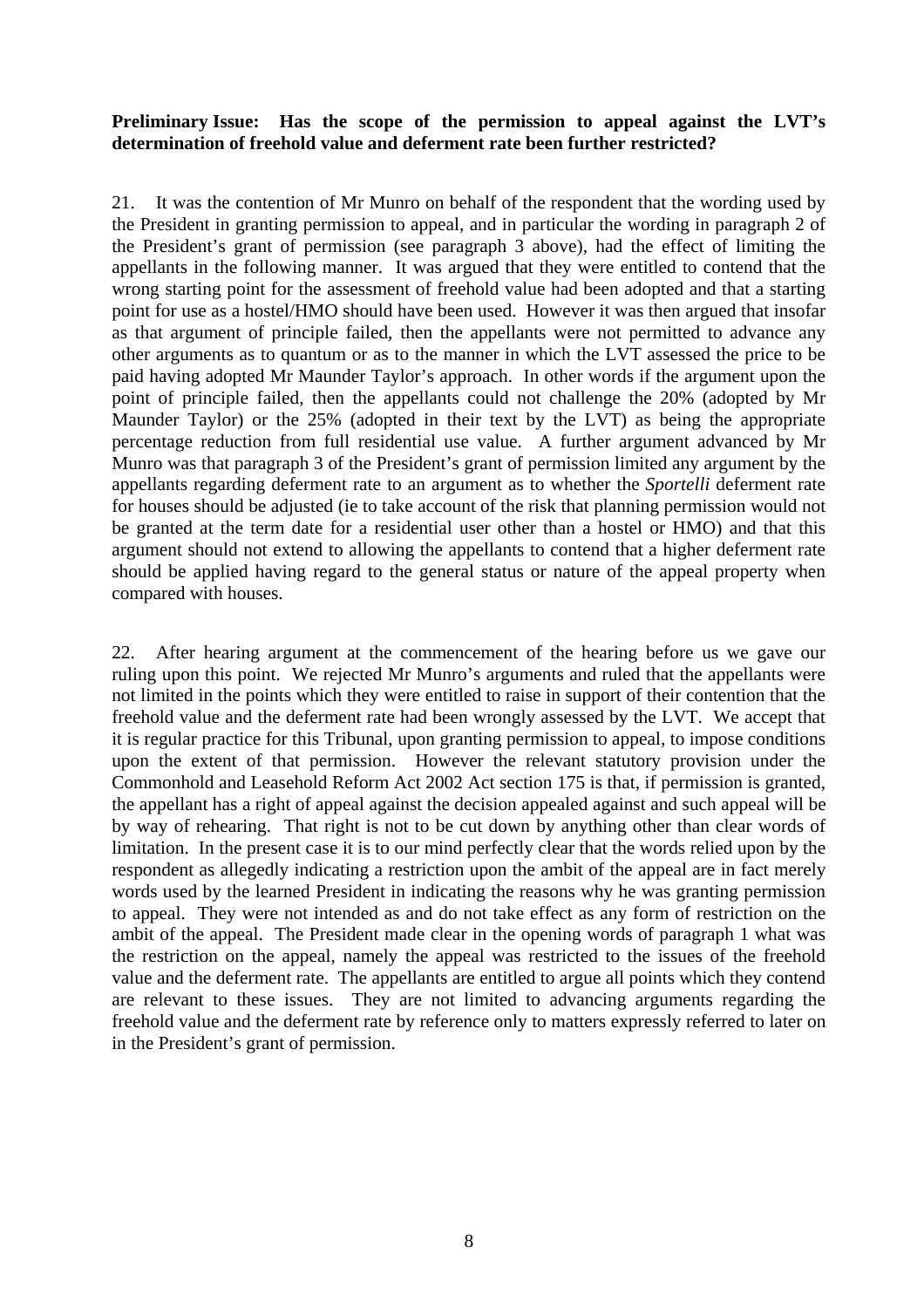**Preliminary Issue: Has the scope of the permission to appeal against the LVT's determination of freehold value and deferment rate been further restricted?**

21. It was the contention of Mr Munro on behalf of the respondent that the wording used by the President in granting permission to appeal, and in particular the wording in paragraph 2 of the President's grant of permission (see paragraph 3 above), had the effect of limiting the appellants in the following manner. It was argued that they were entitled to contend that the wrong starting point for the assessment of freehold value had been adopted and that a starting point for use as a hostel/HMO should have been used. However it was then argued that insofar as that argument of principle failed, then the appellants were not permitted to advance any other arguments as to quantum or as to the manner in which the LVT assessed the price to be paid having adopted Mr Maunder Taylor's approach. In other words if the argument upon the point of principle failed, then the appellants could not challenge the 20% (adopted by Mr Maunder Taylor) or the 25% (adopted in their text by the LVT) as being the appropriate percentage reduction from full residential use value. A further argument advanced by Mr Munro was that paragraph 3 of the President's grant of permission limited any argument by the appellants regarding deferment rate to an argument as to whether the *Sportelli* deferment rate for houses should be adjusted (ie to take account of the risk that planning permission would not be granted at the term date for a residential user other than a hostel or HMO) and that this argument should not extend to allowing the appellants to contend that a higher deferment rate should be applied having regard to the general status or nature of the appeal property when compared with houses.

22. After hearing argument at the commencement of the hearing before us we gave our ruling upon this point. We rejected Mr Munro's arguments and ruled that the appellants were not limited in the points which they were entitled to raise in support of their contention that the freehold value and the deferment rate had been wrongly assessed by the LVT. We accept that it is regular practice for this Tribunal, upon granting permission to appeal, to impose conditions upon the extent of that permission. However the relevant statutory provision under the Commonhold and Leasehold Reform Act 2002 Act section 175 is that, if permission is granted, the appellant has a right of appeal against the decision appealed against and such appeal will be by way of rehearing. That right is not to be cut down by anything other than clear words of limitation. In the present case it is to our mind perfectly clear that the words relied upon by the respondent as allegedly indicating a restriction upon the ambit of the appeal are in fact merely words used by the learned President in indicating the reasons why he was granting permission to appeal. They were not intended as and do not take effect as any form of restriction on the ambit of the appeal. The President made clear in the opening words of paragraph 1 what was the restriction on the appeal, namely the appeal was restricted to the issues of the freehold value and the deferment rate. The appellants are entitled to argue all points which they contend are relevant to these issues. They are not limited to advancing arguments regarding the freehold value and the deferment rate by reference only to matters expressly referred to later on in the President's grant of permission.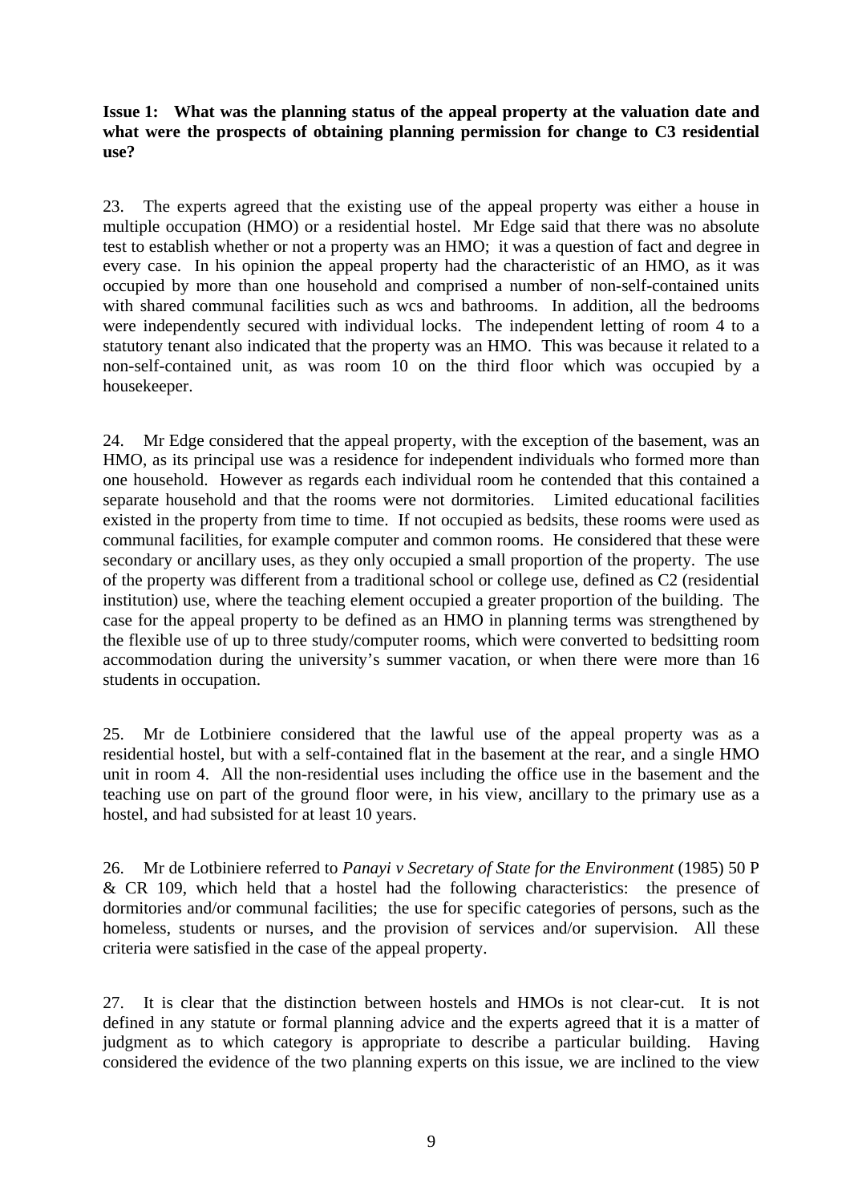**Issue 1: What was the planning status of the appeal property at the valuation date and what were the prospects of obtaining planning permission for change to C3 residential use?**

23. The experts agreed that the existing use of the appeal property was either a house in multiple occupation (HMO) or a residential hostel. Mr Edge said that there was no absolute test to establish whether or not a property was an HMO; it was a question of fact and degree in every case. In his opinion the appeal property had the characteristic of an HMO, as it was occupied by more than one household and comprised a number of non-self-contained units with shared communal facilities such as wcs and bathrooms. In addition, all the bedrooms were independently secured with individual locks. The independent letting of room 4 to a statutory tenant also indicated that the property was an HMO. This was because it related to a non-self-contained unit, as was room 10 on the third floor which was occupied by a housekeeper.

24. Mr Edge considered that the appeal property, with the exception of the basement, was an HMO, as its principal use was a residence for independent individuals who formed more than one household. However as regards each individual room he contended that this contained a separate household and that the rooms were not dormitories. Limited educational facilities existed in the property from time to time. If not occupied as bedsits, these rooms were used as communal facilities, for example computer and common rooms. He considered that these were secondary or ancillary uses, as they only occupied a small proportion of the property. The use of the property was different from a traditional school or college use, defined as C2 (residential institution) use, where the teaching element occupied a greater proportion of the building. The case for the appeal property to be defined as an HMO in planning terms was strengthened by the flexible use of up to three study/computer rooms, which were converted to bedsitting room accommodation during the university's summer vacation, or when there were more than 16 students in occupation.

25. Mr de Lotbiniere considered that the lawful use of the appeal property was as a residential hostel, but with a self-contained flat in the basement at the rear, and a single HMO unit in room 4. All the non-residential uses including the office use in the basement and the teaching use on part of the ground floor were, in his view, ancillary to the primary use as a hostel, and had subsisted for at least 10 years.

26. Mr de Lotbiniere referred to *Panayi v Secretary of State for the Environment* (1985) 50 P & CR 109, which held that a hostel had the following characteristics: the presence of dormitories and/or communal facilities; the use for specific categories of persons, such as the homeless, students or nurses, and the provision of services and/or supervision. All these criteria were satisfied in the case of the appeal property.

27. It is clear that the distinction between hostels and HMOs is not clear-cut. It is not defined in any statute or formal planning advice and the experts agreed that it is a matter of judgment as to which category is appropriate to describe a particular building. Having considered the evidence of the two planning experts on this issue, we are inclined to the view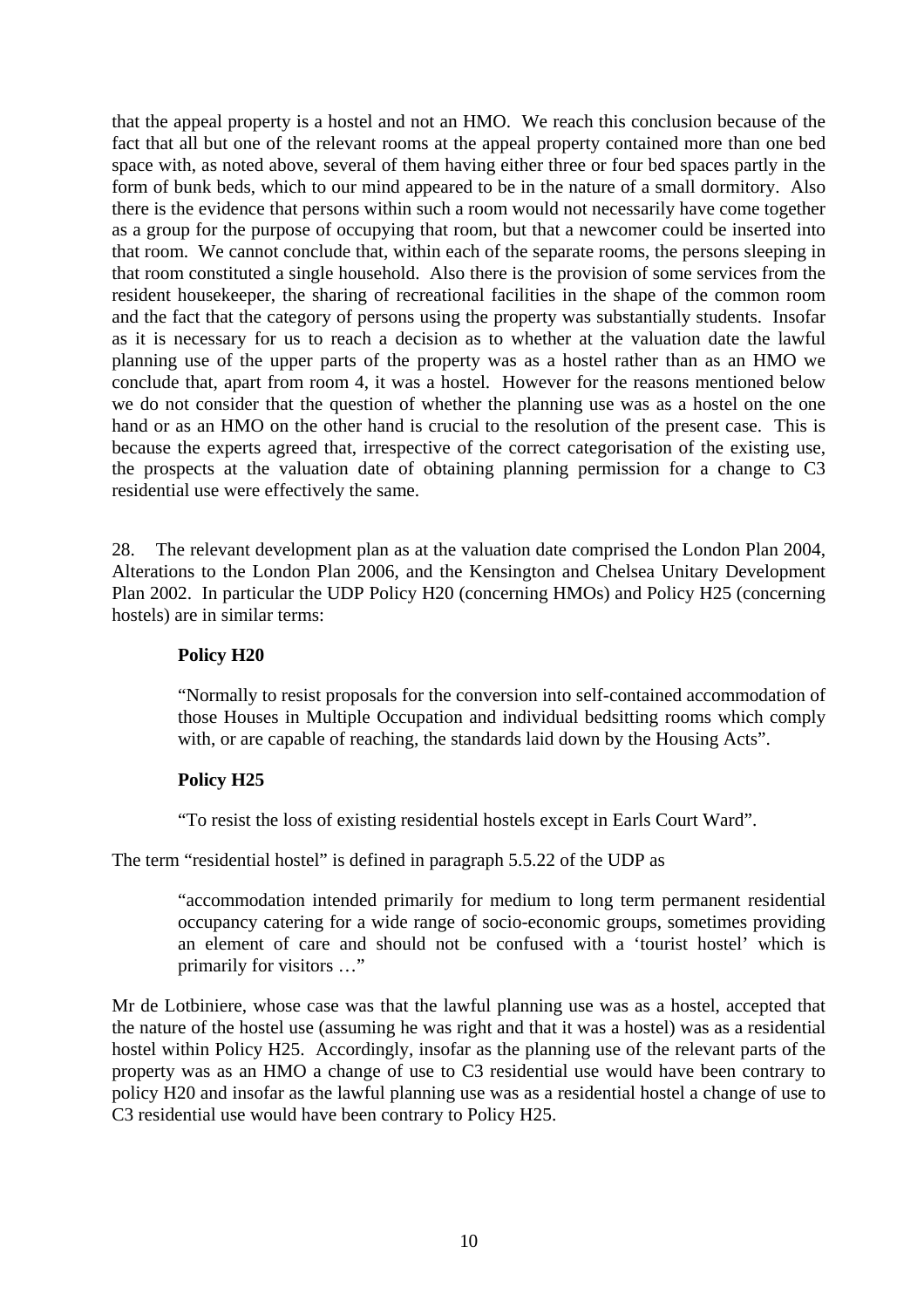that the appeal property is a hostel and not an HMO. We reach this conclusion because of the fact that all but one of the relevant rooms at the appeal property contained more than one bed space with, as noted above, several of them having either three or four bed spaces partly in the form of bunk beds, which to our mind appeared to be in the nature of a small dormitory. Also there is the evidence that persons within such a room would not necessarily have come together as a group for the purpose of occupying that room, but that a newcomer could be inserted into that room. We cannot conclude that, within each of the separate rooms, the persons sleeping in that room constituted a single household. Also there is the provision of some services from the resident housekeeper, the sharing of recreational facilities in the shape of the common room and the fact that the category of persons using the property was substantially students. Insofar as it is necessary for us to reach a decision as to whether at the valuation date the lawful planning use of the upper parts of the property was as a hostel rather than as an HMO we conclude that, apart from room 4, it was a hostel. However for the reasons mentioned below we do not consider that the question of whether the planning use was as a hostel on the one hand or as an HMO on the other hand is crucial to the resolution of the present case. This is because the experts agreed that, irrespective of the correct categorisation of the existing use, the prospects at the valuation date of obtaining planning permission for a change to C3 residential use were effectively the same.

28. The relevant development plan as at the valuation date comprised the London Plan 2004, Alterations to the London Plan 2006, and the Kensington and Chelsea Unitary Development Plan 2002. In particular the UDP Policy H20 (concerning HMOs) and Policy H25 (concerning hostels) are in similar terms:

> **Policy H20**
>
> "Normally to resist proposals for the conversion into self-contained accommodation of those Houses in Multiple Occupation and individual bedsitting rooms which comply with, or are capable of reaching, the standards laid down by the Housing Acts".
>
> **Policy H25**
>
> "To resist the loss of existing residential hostels except in Earls Court Ward".

The term "residential hostel" is defined in paragraph 5.5.22 of the UDP as

> "accommodation intended primarily for medium to long term permanent residential occupancy catering for a wide range of socio-economic groups, sometimes providing an element of care and should not be confused with a 'tourist hostel' which is primarily for visitors …"

Mr de Lotbiniere, whose case was that the lawful planning use was as a hostel, accepted that the nature of the hostel use (assuming he was right and that it was a hostel) was as a residential hostel within Policy H25. Accordingly, insofar as the planning use of the relevant parts of the property was as an HMO a change of use to C3 residential use would have been contrary to policy H20 and insofar as the lawful planning use was as a residential hostel a change of use to C3 residential use would have been contrary to Policy H25.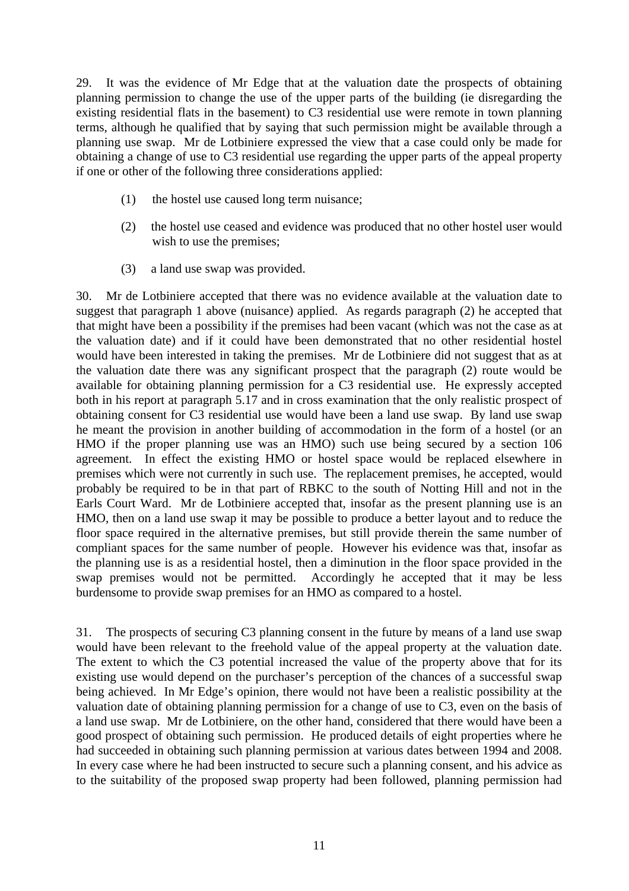29. It was the evidence of Mr Edge that at the valuation date the prospects of obtaining planning permission to change the use of the upper parts of the building (ie disregarding the existing residential flats in the basement) to C3 residential use were remote in town planning terms, although he qualified that by saying that such permission might be available through a planning use swap. Mr de Lotbiniere expressed the view that a case could only be made for obtaining a change of use to C3 residential use regarding the upper parts of the appeal property if one or other of the following three considerations applied:

(1) the hostel use caused long term nuisance;

(2) the hostel use ceased and evidence was produced that no other hostel user would wish to use the premises;

(3) a land use swap was provided.

30. Mr de Lotbiniere accepted that there was no evidence available at the valuation date to suggest that paragraph 1 above (nuisance) applied. As regards paragraph (2) he accepted that that might have been a possibility if the premises had been vacant (which was not the case as at the valuation date) and if it could have been demonstrated that no other residential hostel would have been interested in taking the premises. Mr de Lotbiniere did not suggest that as at the valuation date there was any significant prospect that the paragraph (2) route would be available for obtaining planning permission for a C3 residential use. He expressly accepted both in his report at paragraph 5.17 and in cross examination that the only realistic prospect of obtaining consent for C3 residential use would have been a land use swap. By land use swap he meant the provision in another building of accommodation in the form of a hostel (or an HMO if the proper planning use was an HMO) such use being secured by a section 106 agreement. In effect the existing HMO or hostel space would be replaced elsewhere in premises which were not currently in such use. The replacement premises, he accepted, would probably be required to be in that part of RBKC to the south of Notting Hill and not in the Earls Court Ward. Mr de Lotbiniere accepted that, insofar as the present planning use is an HMO, then on a land use swap it may be possible to produce a better layout and to reduce the floor space required in the alternative premises, but still provide therein the same number of compliant spaces for the same number of people. However his evidence was that, insofar as the planning use is as a residential hostel, then a diminution in the floor space provided in the swap premises would not be permitted. Accordingly he accepted that it may be less burdensome to provide swap premises for an HMO as compared to a hostel.

31. The prospects of securing C3 planning consent in the future by means of a land use swap would have been relevant to the freehold value of the appeal property at the valuation date. The extent to which the C3 potential increased the value of the property above that for its existing use would depend on the purchaser's perception of the chances of a successful swap being achieved. In Mr Edge's opinion, there would not have been a realistic possibility at the valuation date of obtaining planning permission for a change of use to C3, even on the basis of a land use swap. Mr de Lotbiniere, on the other hand, considered that there would have been a good prospect of obtaining such permission. He produced details of eight properties where he had succeeded in obtaining such planning permission at various dates between 1994 and 2008. In every case where he had been instructed to secure such a planning consent, and his advice as to the suitability of the proposed swap property had been followed, planning permission had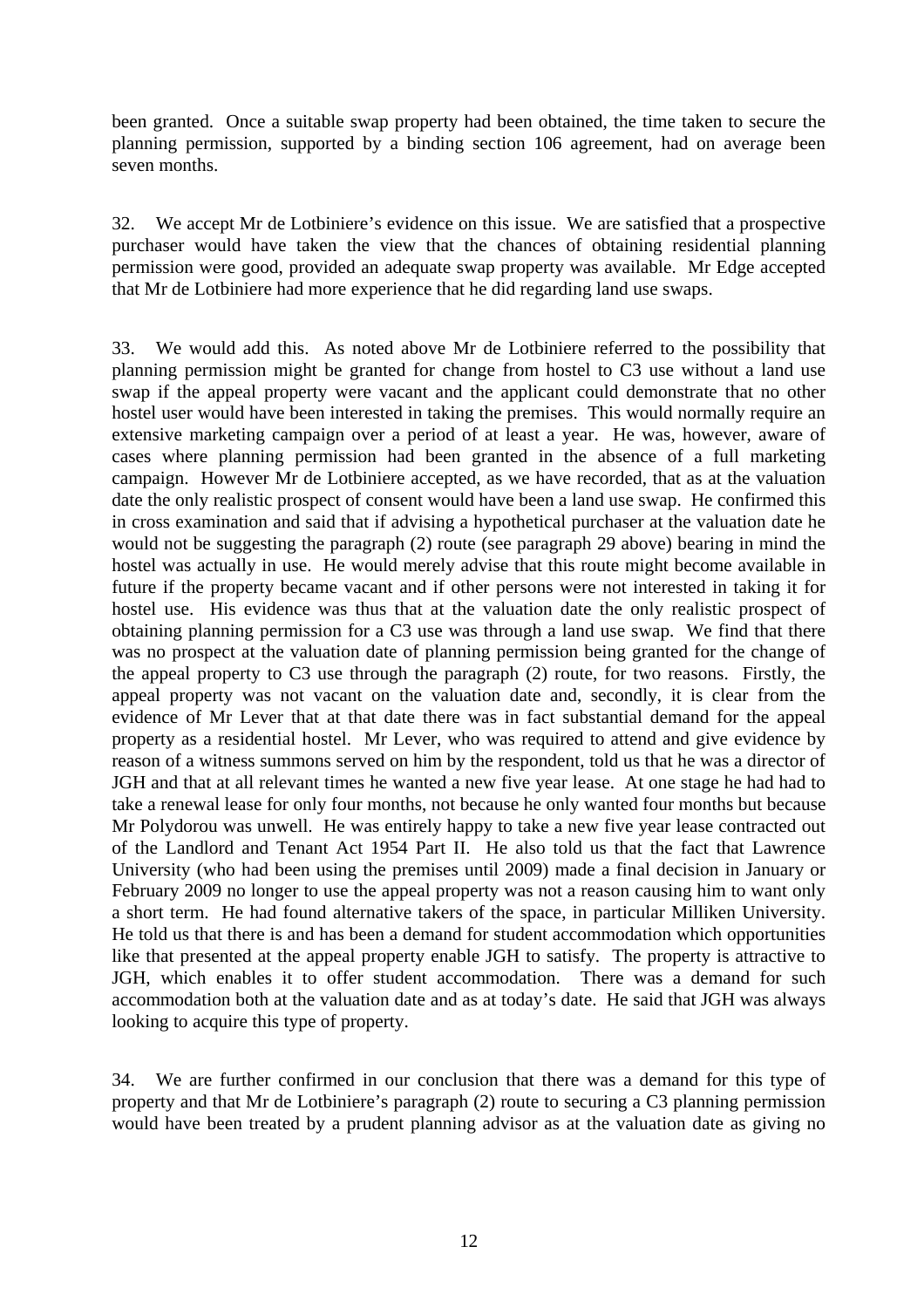been granted. Once a suitable swap property had been obtained, the time taken to secure the planning permission, supported by a binding section 106 agreement, had on average been seven months.

32. We accept Mr de Lotbiniere's evidence on this issue. We are satisfied that a prospective purchaser would have taken the view that the chances of obtaining residential planning permission were good, provided an adequate swap property was available. Mr Edge accepted that Mr de Lotbiniere had more experience that he did regarding land use swaps.

33. We would add this. As noted above Mr de Lotbiniere referred to the possibility that planning permission might be granted for change from hostel to C3 use without a land use swap if the appeal property were vacant and the applicant could demonstrate that no other hostel user would have been interested in taking the premises. This would normally require an extensive marketing campaign over a period of at least a year. He was, however, aware of cases where planning permission had been granted in the absence of a full marketing campaign. However Mr de Lotbiniere accepted, as we have recorded, that as at the valuation date the only realistic prospect of consent would have been a land use swap. He confirmed this in cross examination and said that if advising a hypothetical purchaser at the valuation date he would not be suggesting the paragraph (2) route (see paragraph 29 above) bearing in mind the hostel was actually in use. He would merely advise that this route might become available in future if the property became vacant and if other persons were not interested in taking it for hostel use. His evidence was thus that at the valuation date the only realistic prospect of obtaining planning permission for a C3 use was through a land use swap. We find that there was no prospect at the valuation date of planning permission being granted for the change of the appeal property to C3 use through the paragraph (2) route, for two reasons. Firstly, the appeal property was not vacant on the valuation date and, secondly, it is clear from the evidence of Mr Lever that at that date there was in fact substantial demand for the appeal property as a residential hostel. Mr Lever, who was required to attend and give evidence by reason of a witness summons served on him by the respondent, told us that he was a director of JGH and that at all relevant times he wanted a new five year lease. At one stage he had had to take a renewal lease for only four months, not because he only wanted four months but because Mr Polydorou was unwell. He was entirely happy to take a new five year lease contracted out of the Landlord and Tenant Act 1954 Part II. He also told us that the fact that Lawrence University (who had been using the premises until 2009) made a final decision in January or February 2009 no longer to use the appeal property was not a reason causing him to want only a short term. He had found alternative takers of the space, in particular Milliken University. He told us that there is and has been a demand for student accommodation which opportunities like that presented at the appeal property enable JGH to satisfy. The property is attractive to JGH, which enables it to offer student accommodation. There was a demand for such accommodation both at the valuation date and as at today's date. He said that JGH was always looking to acquire this type of property.

34. We are further confirmed in our conclusion that there was a demand for this type of property and that Mr de Lotbiniere's paragraph (2) route to securing a C3 planning permission would have been treated by a prudent planning advisor as at the valuation date as giving no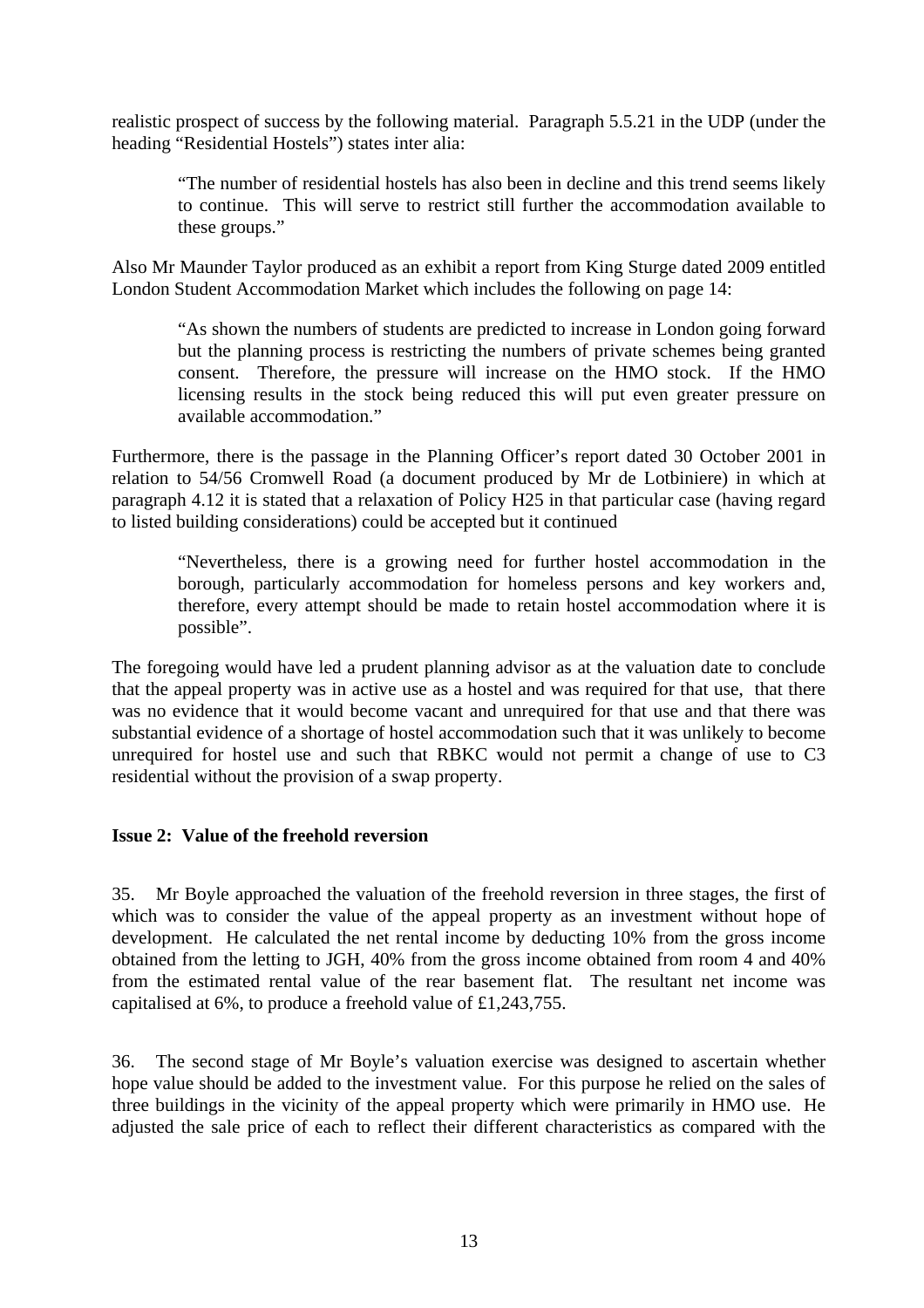realistic prospect of success by the following material. Paragraph 5.5.21 in the UDP (under the heading "Residential Hostels") states inter alia:

> "The number of residential hostels has also been in decline and this trend seems likely to continue. This will serve to restrict still further the accommodation available to these groups."

Also Mr Maunder Taylor produced as an exhibit a report from King Sturge dated 2009 entitled London Student Accommodation Market which includes the following on page 14:

> "As shown the numbers of students are predicted to increase in London going forward but the planning process is restricting the numbers of private schemes being granted consent. Therefore, the pressure will increase on the HMO stock. If the HMO licensing results in the stock being reduced this will put even greater pressure on available accommodation."

Furthermore, there is the passage in the Planning Officer's report dated 30 October 2001 in relation to 54/56 Cromwell Road (a document produced by Mr de Lotbiniere) in which at paragraph 4.12 it is stated that a relaxation of Policy H25 in that particular case (having regard to listed building considerations) could be accepted but it continued

> "Nevertheless, there is a growing need for further hostel accommodation in the borough, particularly accommodation for homeless persons and key workers and, therefore, every attempt should be made to retain hostel accommodation where it is possible".

The foregoing would have led a prudent planning advisor as at the valuation date to conclude that the appeal property was in active use as a hostel and was required for that use, that there was no evidence that it would become vacant and unrequired for that use and that there was substantial evidence of a shortage of hostel accommodation such that it was unlikely to become unrequired for hostel use and such that RBKC would not permit a change of use to C3 residential without the provision of a swap property.

**Issue 2: Value of the freehold reversion**

35. Mr Boyle approached the valuation of the freehold reversion in three stages, the first of which was to consider the value of the appeal property as an investment without hope of development. He calculated the net rental income by deducting 10% from the gross income obtained from the letting to JGH, 40% from the gross income obtained from room 4 and 40% from the estimated rental value of the rear basement flat. The resultant net income was capitalised at 6%, to produce a freehold value of £1,243,755.

36. The second stage of Mr Boyle's valuation exercise was designed to ascertain whether hope value should be added to the investment value. For this purpose he relied on the sales of three buildings in the vicinity of the appeal property which were primarily in HMO use. He adjusted the sale price of each to reflect their different characteristics as compared with the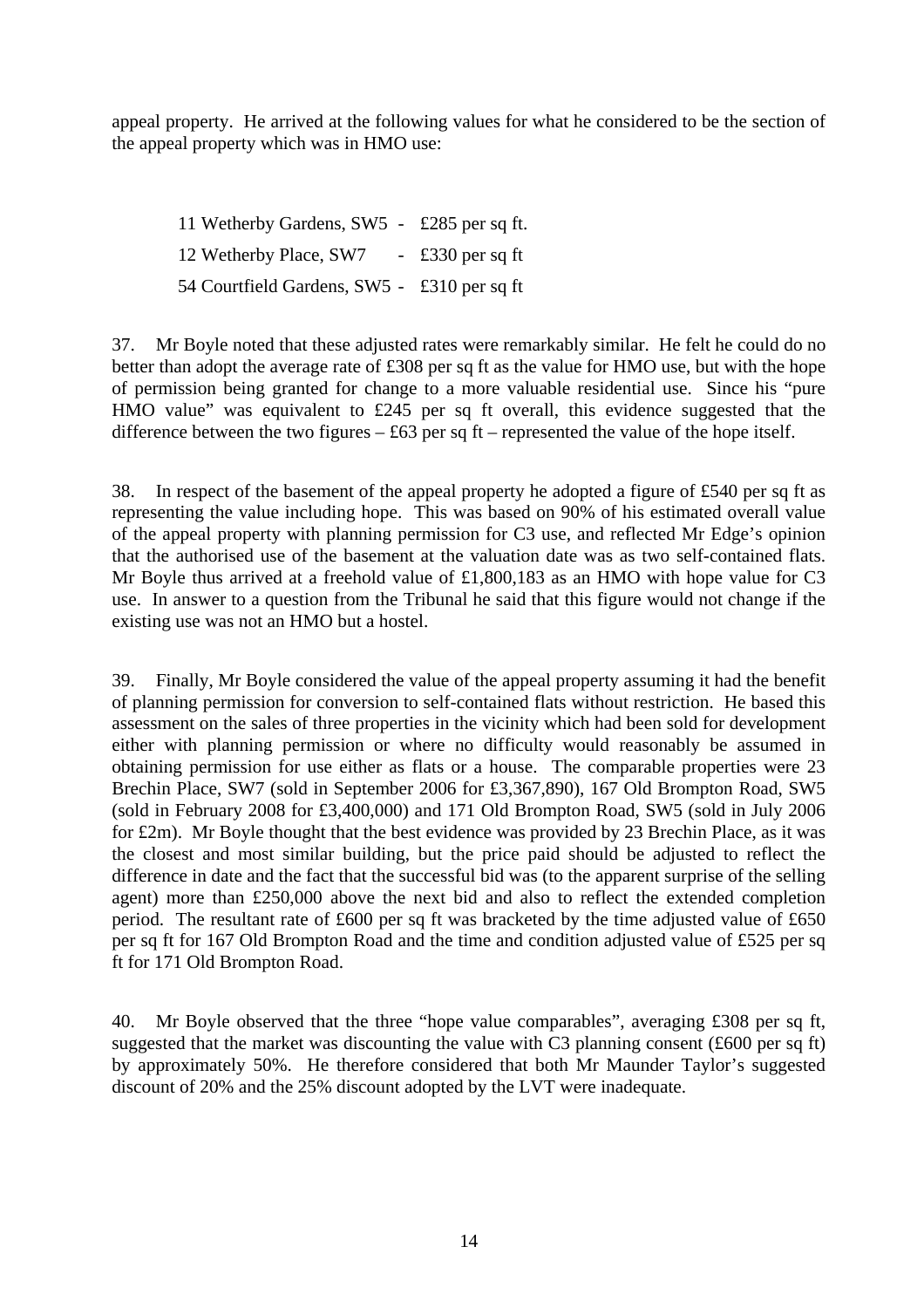appeal property. He arrived at the following values for what he considered to be the section of the appeal property which was in HMO use:

11 Wetherby Gardens, SW5 - £285 per sq ft.

12 Wetherby Place, SW7 - £330 per sq ft

54 Courtfield Gardens, SW5 - £310 per sq ft

37. Mr Boyle noted that these adjusted rates were remarkably similar. He felt he could do no better than adopt the average rate of £308 per sq ft as the value for HMO use, but with the hope of permission being granted for change to a more valuable residential use. Since his "pure HMO value" was equivalent to £245 per sq ft overall, this evidence suggested that the difference between the two figures – £63 per sq ft – represented the value of the hope itself.

38. In respect of the basement of the appeal property he adopted a figure of £540 per sq ft as representing the value including hope. This was based on 90% of his estimated overall value of the appeal property with planning permission for C3 use, and reflected Mr Edge's opinion that the authorised use of the basement at the valuation date was as two self-contained flats. Mr Boyle thus arrived at a freehold value of £1,800,183 as an HMO with hope value for C3 use. In answer to a question from the Tribunal he said that this figure would not change if the existing use was not an HMO but a hostel.

39. Finally, Mr Boyle considered the value of the appeal property assuming it had the benefit of planning permission for conversion to self-contained flats without restriction. He based this assessment on the sales of three properties in the vicinity which had been sold for development either with planning permission or where no difficulty would reasonably be assumed in obtaining permission for use either as flats or a house. The comparable properties were 23 Brechin Place, SW7 (sold in September 2006 for £3,367,890), 167 Old Brompton Road, SW5 (sold in February 2008 for £3,400,000) and 171 Old Brompton Road, SW5 (sold in July 2006 for £2m). Mr Boyle thought that the best evidence was provided by 23 Brechin Place, as it was the closest and most similar building, but the price paid should be adjusted to reflect the difference in date and the fact that the successful bid was (to the apparent surprise of the selling agent) more than £250,000 above the next bid and also to reflect the extended completion period. The resultant rate of £600 per sq ft was bracketed by the time adjusted value of £650 per sq ft for 167 Old Brompton Road and the time and condition adjusted value of £525 per sq ft for 171 Old Brompton Road.

40. Mr Boyle observed that the three "hope value comparables", averaging £308 per sq ft, suggested that the market was discounting the value with C3 planning consent (£600 per sq ft) by approximately 50%. He therefore considered that both Mr Maunder Taylor's suggested discount of 20% and the 25% discount adopted by the LVT were inadequate.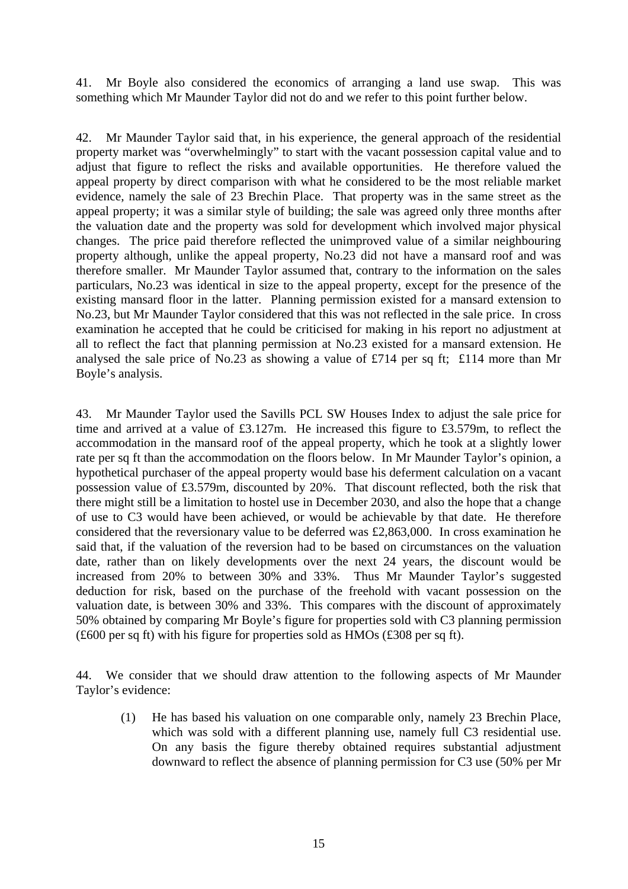41. Mr Boyle also considered the economics of arranging a land use swap. This was something which Mr Maunder Taylor did not do and we refer to this point further below.

42. Mr Maunder Taylor said that, in his experience, the general approach of the residential property market was "overwhelmingly" to start with the vacant possession capital value and to adjust that figure to reflect the risks and available opportunities. He therefore valued the appeal property by direct comparison with what he considered to be the most reliable market evidence, namely the sale of 23 Brechin Place. That property was in the same street as the appeal property; it was a similar style of building; the sale was agreed only three months after the valuation date and the property was sold for development which involved major physical changes. The price paid therefore reflected the unimproved value of a similar neighbouring property although, unlike the appeal property, No.23 did not have a mansard roof and was therefore smaller. Mr Maunder Taylor assumed that, contrary to the information on the sales particulars, No.23 was identical in size to the appeal property, except for the presence of the existing mansard floor in the latter. Planning permission existed for a mansard extension to No.23, but Mr Maunder Taylor considered that this was not reflected in the sale price. In cross examination he accepted that he could be criticised for making in his report no adjustment at all to reflect the fact that planning permission at No.23 existed for a mansard extension. He analysed the sale price of No.23 as showing a value of £714 per sq ft; £114 more than Mr Boyle's analysis.

43. Mr Maunder Taylor used the Savills PCL SW Houses Index to adjust the sale price for time and arrived at a value of £3.127m. He increased this figure to £3.579m, to reflect the accommodation in the mansard roof of the appeal property, which he took at a slightly lower rate per sq ft than the accommodation on the floors below. In Mr Maunder Taylor's opinion, a hypothetical purchaser of the appeal property would base his deferment calculation on a vacant possession value of £3.579m, discounted by 20%. That discount reflected, both the risk that there might still be a limitation to hostel use in December 2030, and also the hope that a change of use to C3 would have been achieved, or would be achievable by that date. He therefore considered that the reversionary value to be deferred was £2,863,000. In cross examination he said that, if the valuation of the reversion had to be based on circumstances on the valuation date, rather than on likely developments over the next 24 years, the discount would be increased from 20% to between 30% and 33%. Thus Mr Maunder Taylor's suggested deduction for risk, based on the purchase of the freehold with vacant possession on the valuation date, is between 30% and 33%. This compares with the discount of approximately 50% obtained by comparing Mr Boyle's figure for properties sold with C3 planning permission (£600 per sq ft) with his figure for properties sold as HMOs (£308 per sq ft).

44. We consider that we should draw attention to the following aspects of Mr Maunder Taylor's evidence:

(1) He has based his valuation on one comparable only, namely 23 Brechin Place, which was sold with a different planning use, namely full C3 residential use. On any basis the figure thereby obtained requires substantial adjustment downward to reflect the absence of planning permission for C3 use (50% per Mr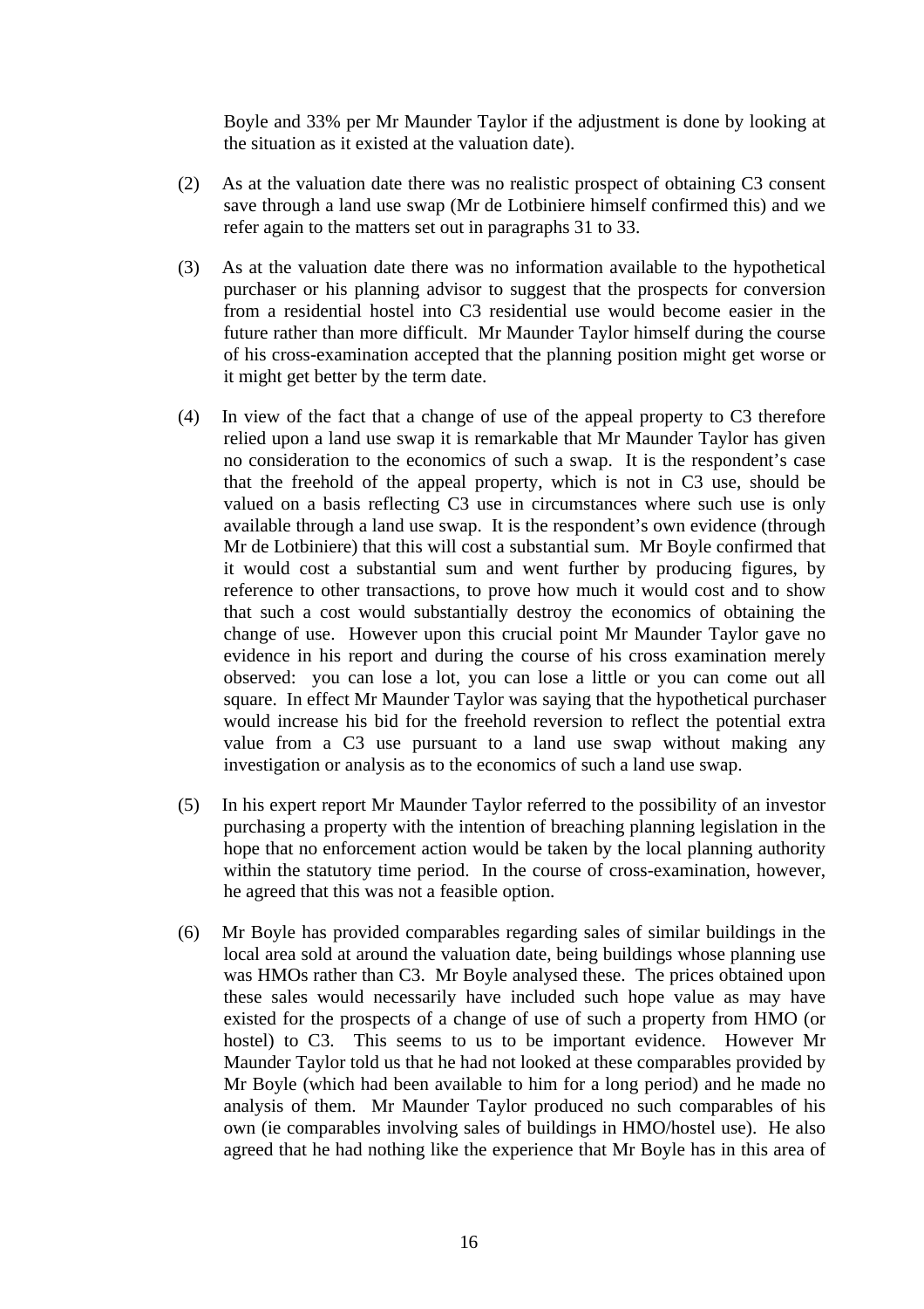Boyle and 33% per Mr Maunder Taylor if the adjustment is done by looking at the situation as it existed at the valuation date).

(2) As at the valuation date there was no realistic prospect of obtaining C3 consent save through a land use swap (Mr de Lotbiniere himself confirmed this) and we refer again to the matters set out in paragraphs 31 to 33.

(3) As at the valuation date there was no information available to the hypothetical purchaser or his planning advisor to suggest that the prospects for conversion from a residential hostel into C3 residential use would become easier in the future rather than more difficult. Mr Maunder Taylor himself during the course of his cross-examination accepted that the planning position might get worse or it might get better by the term date.

(4) In view of the fact that a change of use of the appeal property to C3 therefore relied upon a land use swap it is remarkable that Mr Maunder Taylor has given no consideration to the economics of such a swap. It is the respondent's case that the freehold of the appeal property, which is not in C3 use, should be valued on a basis reflecting C3 use in circumstances where such use is only available through a land use swap. It is the respondent's own evidence (through Mr de Lotbiniere) that this will cost a substantial sum. Mr Boyle confirmed that it would cost a substantial sum and went further by producing figures, by reference to other transactions, to prove how much it would cost and to show that such a cost would substantially destroy the economics of obtaining the change of use. However upon this crucial point Mr Maunder Taylor gave no evidence in his report and during the course of his cross examination merely observed: you can lose a lot, you can lose a little or you can come out all square. In effect Mr Maunder Taylor was saying that the hypothetical purchaser would increase his bid for the freehold reversion to reflect the potential extra value from a C3 use pursuant to a land use swap without making any investigation or analysis as to the economics of such a land use swap.

(5) In his expert report Mr Maunder Taylor referred to the possibility of an investor purchasing a property with the intention of breaching planning legislation in the hope that no enforcement action would be taken by the local planning authority within the statutory time period. In the course of cross-examination, however, he agreed that this was not a feasible option.

(6) Mr Boyle has provided comparables regarding sales of similar buildings in the local area sold at around the valuation date, being buildings whose planning use was HMOs rather than C3. Mr Boyle analysed these. The prices obtained upon these sales would necessarily have included such hope value as may have existed for the prospects of a change of use of such a property from HMO (or hostel) to C3. This seems to us to be important evidence. However Mr Maunder Taylor told us that he had not looked at these comparables provided by Mr Boyle (which had been available to him for a long period) and he made no analysis of them. Mr Maunder Taylor produced no such comparables of his own (ie comparables involving sales of buildings in HMO/hostel use). He also agreed that he had nothing like the experience that Mr Boyle has in this area of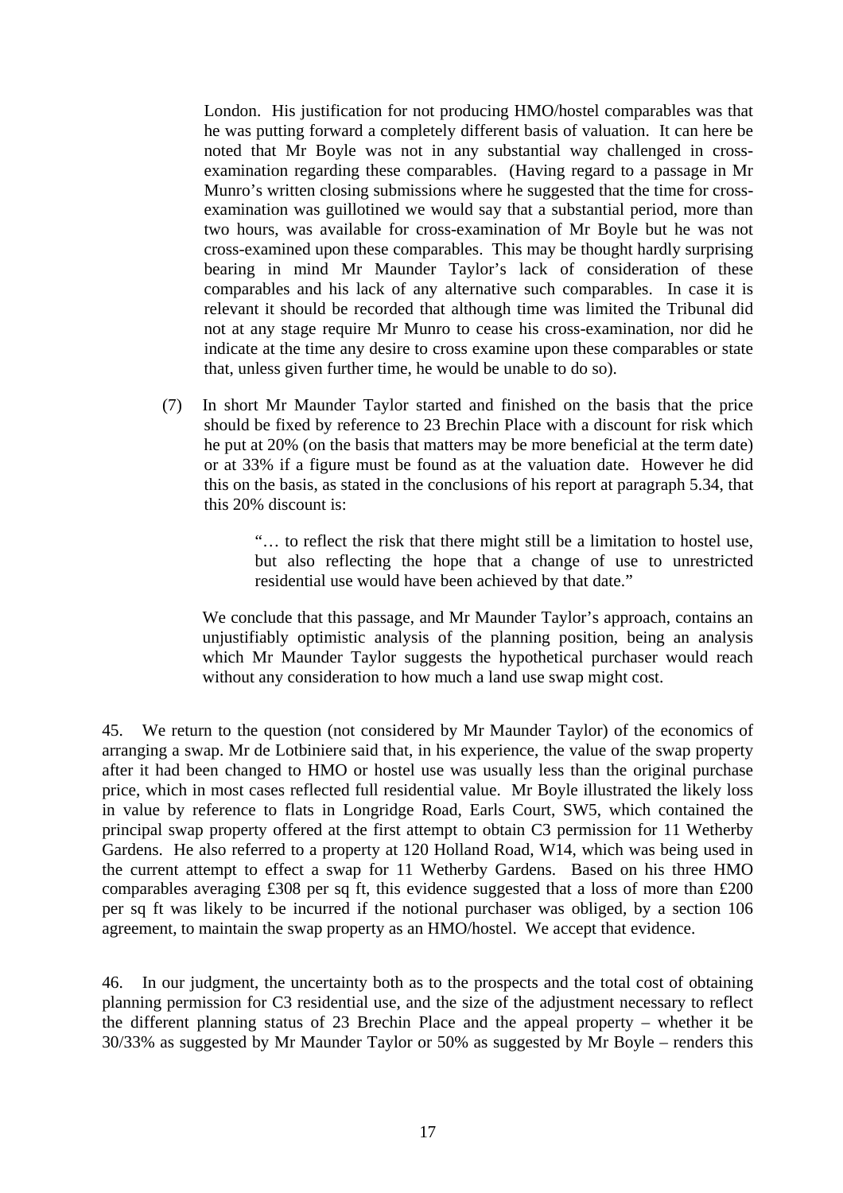London. His justification for not producing HMO/hostel comparables was that he was putting forward a completely different basis of valuation. It can here be noted that Mr Boyle was not in any substantial way challenged in cross-examination regarding these comparables. (Having regard to a passage in Mr Munro's written closing submissions where he suggested that the time for cross-examination was guillotined we would say that a substantial period, more than two hours, was available for cross-examination of Mr Boyle but he was not cross-examined upon these comparables. This may be thought hardly surprising bearing in mind Mr Maunder Taylor's lack of consideration of these comparables and his lack of any alternative such comparables. In case it is relevant it should be recorded that although time was limited the Tribunal did not at any stage require Mr Munro to cease his cross-examination, nor did he indicate at the time any desire to cross examine upon these comparables or state that, unless given further time, he would be unable to do so).

(7) In short Mr Maunder Taylor started and finished on the basis that the price should be fixed by reference to 23 Brechin Place with a discount for risk which he put at 20% (on the basis that matters may be more beneficial at the term date) or at 33% if a figure must be found as at the valuation date. However he did this on the basis, as stated in the conclusions of his report at paragraph 5.34, that this 20% discount is:

> "… to reflect the risk that there might still be a limitation to hostel use, but also reflecting the hope that a change of use to unrestricted residential use would have been achieved by that date."

We conclude that this passage, and Mr Maunder Taylor's approach, contains an unjustifiably optimistic analysis of the planning position, being an analysis which Mr Maunder Taylor suggests the hypothetical purchaser would reach without any consideration to how much a land use swap might cost.

45. We return to the question (not considered by Mr Maunder Taylor) of the economics of arranging a swap. Mr de Lotbiniere said that, in his experience, the value of the swap property after it had been changed to HMO or hostel use was usually less than the original purchase price, which in most cases reflected full residential value. Mr Boyle illustrated the likely loss in value by reference to flats in Longridge Road, Earls Court, SW5, which contained the principal swap property offered at the first attempt to obtain C3 permission for 11 Wetherby Gardens. He also referred to a property at 120 Holland Road, W14, which was being used in the current attempt to effect a swap for 11 Wetherby Gardens. Based on his three HMO comparables averaging £308 per sq ft, this evidence suggested that a loss of more than £200 per sq ft was likely to be incurred if the notional purchaser was obliged, by a section 106 agreement, to maintain the swap property as an HMO/hostel. We accept that evidence.

46. In our judgment, the uncertainty both as to the prospects and the total cost of obtaining planning permission for C3 residential use, and the size of the adjustment necessary to reflect the different planning status of 23 Brechin Place and the appeal property – whether it be 30/33% as suggested by Mr Maunder Taylor or 50% as suggested by Mr Boyle – renders this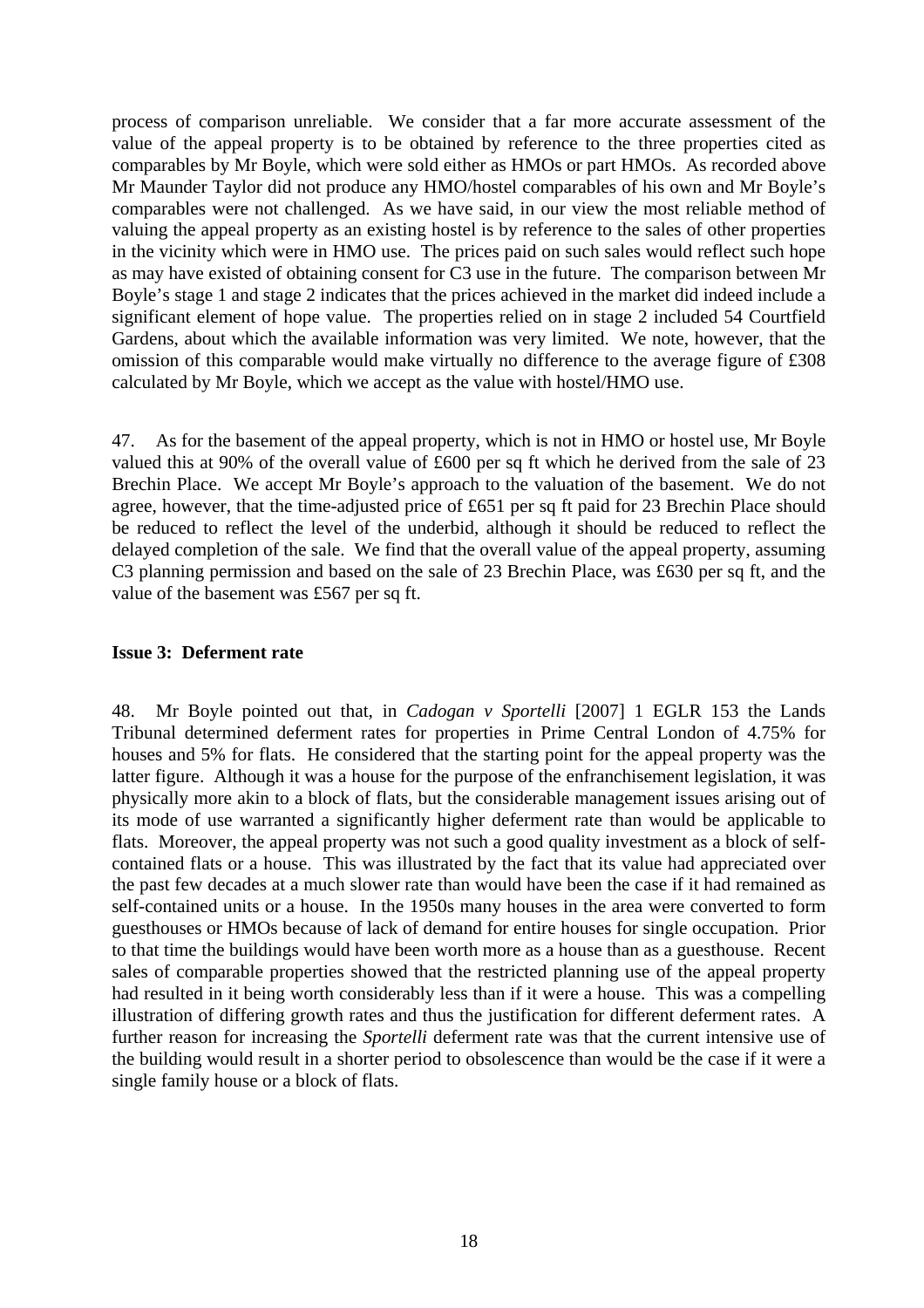process of comparison unreliable. We consider that a far more accurate assessment of the value of the appeal property is to be obtained by reference to the three properties cited as comparables by Mr Boyle, which were sold either as HMOs or part HMOs. As recorded above Mr Maunder Taylor did not produce any HMO/hostel comparables of his own and Mr Boyle's comparables were not challenged. As we have said, in our view the most reliable method of valuing the appeal property as an existing hostel is by reference to the sales of other properties in the vicinity which were in HMO use. The prices paid on such sales would reflect such hope as may have existed of obtaining consent for C3 use in the future. The comparison between Mr Boyle's stage 1 and stage 2 indicates that the prices achieved in the market did indeed include a significant element of hope value. The properties relied on in stage 2 included 54 Courtfield Gardens, about which the available information was very limited. We note, however, that the omission of this comparable would make virtually no difference to the average figure of £308 calculated by Mr Boyle, which we accept as the value with hostel/HMO use.

47. As for the basement of the appeal property, which is not in HMO or hostel use, Mr Boyle valued this at 90% of the overall value of £600 per sq ft which he derived from the sale of 23 Brechin Place. We accept Mr Boyle's approach to the valuation of the basement. We do not agree, however, that the time-adjusted price of £651 per sq ft paid for 23 Brechin Place should be reduced to reflect the level of the underbid, although it should be reduced to reflect the delayed completion of the sale. We find that the overall value of the appeal property, assuming C3 planning permission and based on the sale of 23 Brechin Place, was £630 per sq ft, and the value of the basement was £567 per sq ft.

**Issue 3: Deferment rate**

48. Mr Boyle pointed out that, in *Cadogan v Sportelli* [2007] 1 EGLR 153 the Lands Tribunal determined deferment rates for properties in Prime Central London of 4.75% for houses and 5% for flats. He considered that the starting point for the appeal property was the latter figure. Although it was a house for the purpose of the enfranchisement legislation, it was physically more akin to a block of flats, but the considerable management issues arising out of its mode of use warranted a significantly higher deferment rate than would be applicable to flats. Moreover, the appeal property was not such a good quality investment as a block of self-contained flats or a house. This was illustrated by the fact that its value had appreciated over the past few decades at a much slower rate than would have been the case if it had remained as self-contained units or a house. In the 1950s many houses in the area were converted to form guesthouses or HMOs because of lack of demand for entire houses for single occupation. Prior to that time the buildings would have been worth more as a house than as a guesthouse. Recent sales of comparable properties showed that the restricted planning use of the appeal property had resulted in it being worth considerably less than if it were a house. This was a compelling illustration of differing growth rates and thus the justification for different deferment rates. A further reason for increasing the *Sportelli* deferment rate was that the current intensive use of the building would result in a shorter period to obsolescence than would be the case if it were a single family house or a block of flats.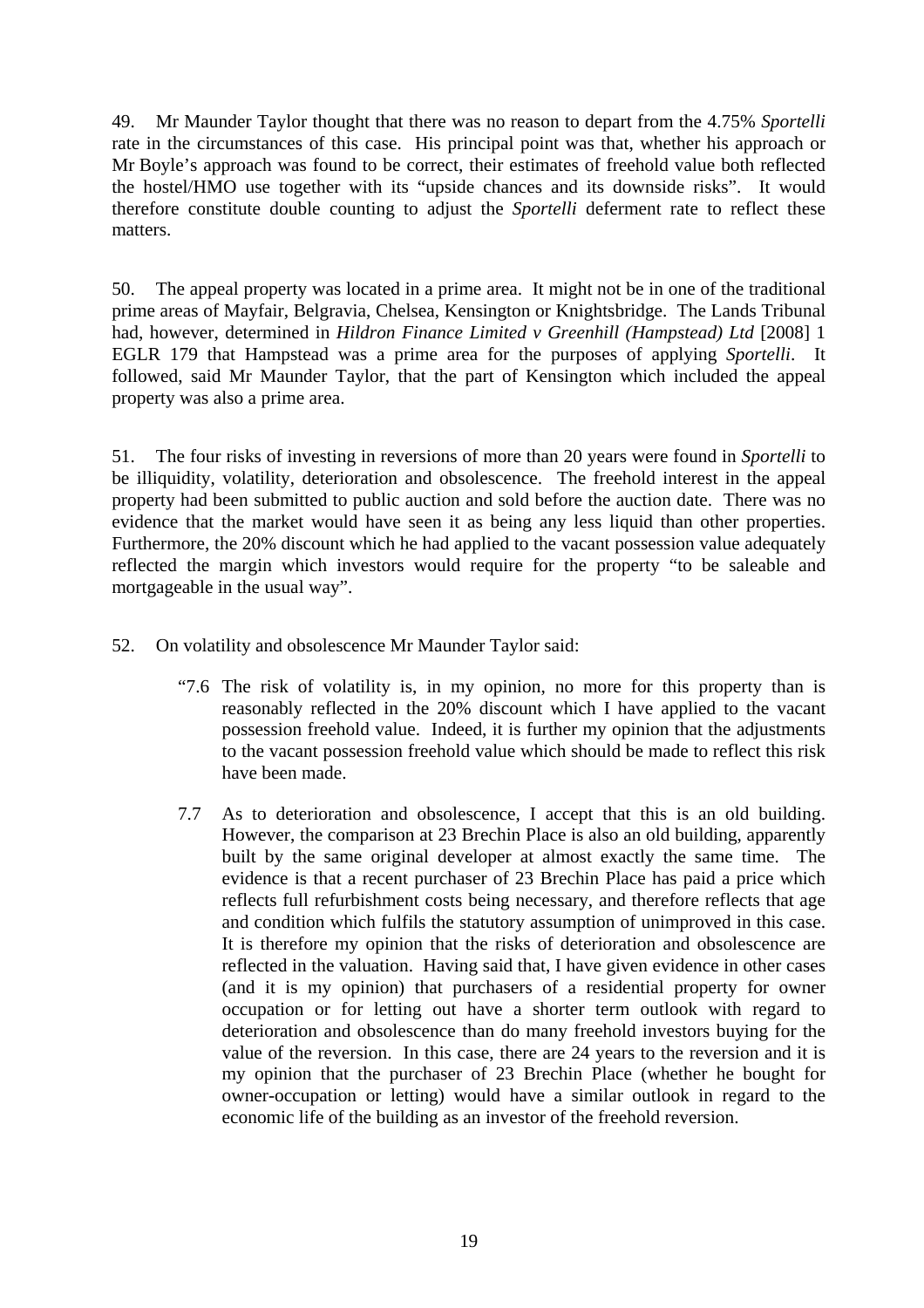49. Mr Maunder Taylor thought that there was no reason to depart from the 4.75% *Sportelli* rate in the circumstances of this case. His principal point was that, whether his approach or Mr Boyle's approach was found to be correct, their estimates of freehold value both reflected the hostel/HMO use together with its "upside chances and its downside risks". It would therefore constitute double counting to adjust the *Sportelli* deferment rate to reflect these matters.

50. The appeal property was located in a prime area. It might not be in one of the traditional prime areas of Mayfair, Belgravia, Chelsea, Kensington or Knightsbridge. The Lands Tribunal had, however, determined in *Hildron Finance Limited v Greenhill (Hampstead) Ltd* [2008] 1 EGLR 179 that Hampstead was a prime area for the purposes of applying *Sportelli*. It followed, said Mr Maunder Taylor, that the part of Kensington which included the appeal property was also a prime area.

51. The four risks of investing in reversions of more than 20 years were found in *Sportelli* to be illiquidity, volatility, deterioration and obsolescence. The freehold interest in the appeal property had been submitted to public auction and sold before the auction date. There was no evidence that the market would have seen it as being any less liquid than other properties. Furthermore, the 20% discount which he had applied to the vacant possession value adequately reflected the margin which investors would require for the property "to be saleable and mortgageable in the usual way".

52. On volatility and obsolescence Mr Maunder Taylor said:

> "7.6 The risk of volatility is, in my opinion, no more for this property than is reasonably reflected in the 20% discount which I have applied to the vacant possession freehold value. Indeed, it is further my opinion that the adjustments to the vacant possession freehold value which should be made to reflect this risk have been made.
>
> 7.7 As to deterioration and obsolescence, I accept that this is an old building. However, the comparison at 23 Brechin Place is also an old building, apparently built by the same original developer at almost exactly the same time. The evidence is that a recent purchaser of 23 Brechin Place has paid a price which reflects full refurbishment costs being necessary, and therefore reflects that age and condition which fulfils the statutory assumption of unimproved in this case. It is therefore my opinion that the risks of deterioration and obsolescence are reflected in the valuation. Having said that, I have given evidence in other cases (and it is my opinion) that purchasers of a residential property for owner occupation or for letting out have a shorter term outlook with regard to deterioration and obsolescence than do many freehold investors buying for the value of the reversion. In this case, there are 24 years to the reversion and it is my opinion that the purchaser of 23 Brechin Place (whether he bought for owner-occupation or letting) would have a similar outlook in regard to the economic life of the building as an investor of the freehold reversion.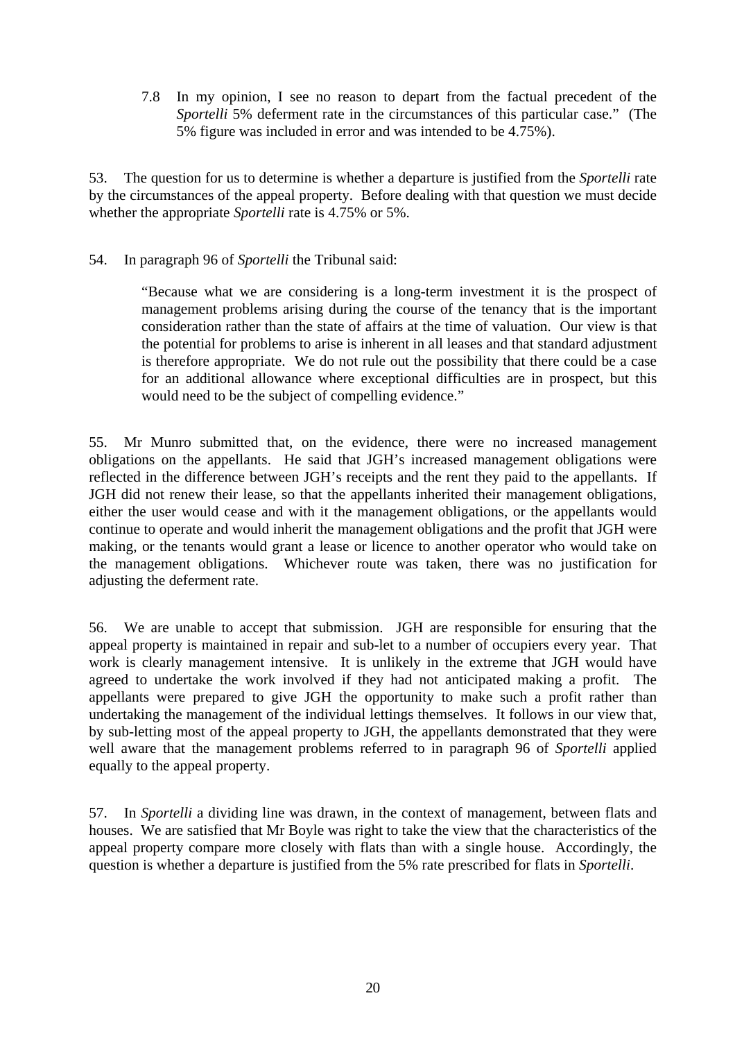> 7.8 In my opinion, I see no reason to depart from the factual precedent of the *Sportelli* 5% deferment rate in the circumstances of this particular case." (The 5% figure was included in error and was intended to be 4.75%).

53. The question for us to determine is whether a departure is justified from the *Sportelli* rate by the circumstances of the appeal property. Before dealing with that question we must decide whether the appropriate *Sportelli* rate is 4.75% or 5%.

54. In paragraph 96 of *Sportelli* the Tribunal said:

> "Because what we are considering is a long-term investment it is the prospect of management problems arising during the course of the tenancy that is the important consideration rather than the state of affairs at the time of valuation. Our view is that the potential for problems to arise is inherent in all leases and that standard adjustment is therefore appropriate. We do not rule out the possibility that there could be a case for an additional allowance where exceptional difficulties are in prospect, but this would need to be the subject of compelling evidence."

55. Mr Munro submitted that, on the evidence, there were no increased management obligations on the appellants. He said that JGH's increased management obligations were reflected in the difference between JGH's receipts and the rent they paid to the appellants. If JGH did not renew their lease, so that the appellants inherited their management obligations, either the user would cease and with it the management obligations, or the appellants would continue to operate and would inherit the management obligations and the profit that JGH were making, or the tenants would grant a lease or licence to another operator who would take on the management obligations. Whichever route was taken, there was no justification for adjusting the deferment rate.

56. We are unable to accept that submission. JGH are responsible for ensuring that the appeal property is maintained in repair and sub-let to a number of occupiers every year. That work is clearly management intensive. It is unlikely in the extreme that JGH would have agreed to undertake the work involved if they had not anticipated making a profit. The appellants were prepared to give JGH the opportunity to make such a profit rather than undertaking the management of the individual lettings themselves. It follows in our view that, by sub-letting most of the appeal property to JGH, the appellants demonstrated that they were well aware that the management problems referred to in paragraph 96 of *Sportelli* applied equally to the appeal property.

57. In *Sportelli* a dividing line was drawn, in the context of management, between flats and houses. We are satisfied that Mr Boyle was right to take the view that the characteristics of the appeal property compare more closely with flats than with a single house. Accordingly, the question is whether a departure is justified from the 5% rate prescribed for flats in *Sportelli*.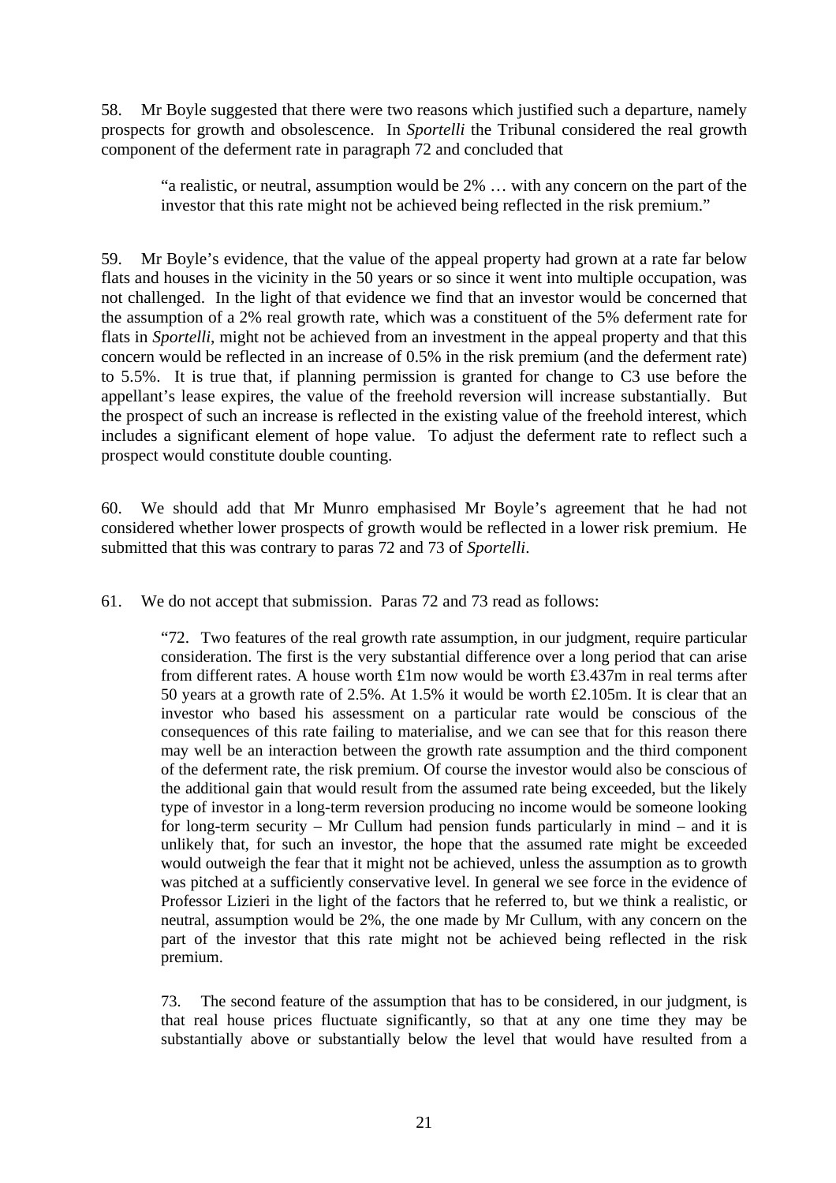58. Mr Boyle suggested that there were two reasons which justified such a departure, namely prospects for growth and obsolescence. In *Sportelli* the Tribunal considered the real growth component of the deferment rate in paragraph 72 and concluded that

> "a realistic, or neutral, assumption would be 2% … with any concern on the part of the investor that this rate might not be achieved being reflected in the risk premium."

59. Mr Boyle's evidence, that the value of the appeal property had grown at a rate far below flats and houses in the vicinity in the 50 years or so since it went into multiple occupation, was not challenged. In the light of that evidence we find that an investor would be concerned that the assumption of a 2% real growth rate, which was a constituent of the 5% deferment rate for flats in *Sportelli*, might not be achieved from an investment in the appeal property and that this concern would be reflected in an increase of 0.5% in the risk premium (and the deferment rate) to 5.5%. It is true that, if planning permission is granted for change to C3 use before the appellant's lease expires, the value of the freehold reversion will increase substantially. But the prospect of such an increase is reflected in the existing value of the freehold interest, which includes a significant element of hope value. To adjust the deferment rate to reflect such a prospect would constitute double counting.

60. We should add that Mr Munro emphasised Mr Boyle's agreement that he had not considered whether lower prospects of growth would be reflected in a lower risk premium. He submitted that this was contrary to paras 72 and 73 of *Sportelli*.

61. We do not accept that submission. Paras 72 and 73 read as follows:

> "72. Two features of the real growth rate assumption, in our judgment, require particular consideration. The first is the very substantial difference over a long period that can arise from different rates. A house worth £1m now would be worth £3.437m in real terms after 50 years at a growth rate of 2.5%. At 1.5% it would be worth £2.105m. It is clear that an investor who based his assessment on a particular rate would be conscious of the consequences of this rate failing to materialise, and we can see that for this reason there may well be an interaction between the growth rate assumption and the third component of the deferment rate, the risk premium. Of course the investor would also be conscious of the additional gain that would result from the assumed rate being exceeded, but the likely type of investor in a long-term reversion producing no income would be someone looking for long-term security – Mr Cullum had pension funds particularly in mind – and it is unlikely that, for such an investor, the hope that the assumed rate might be exceeded would outweigh the fear that it might not be achieved, unless the assumption as to growth was pitched at a sufficiently conservative level. In general we see force in the evidence of Professor Lizieri in the light of the factors that he referred to, but we think a realistic, or neutral, assumption would be 2%, the one made by Mr Cullum, with any concern on the part of the investor that this rate might not be achieved being reflected in the risk premium.
>
> 73. The second feature of the assumption that has to be considered, in our judgment, is that real house prices fluctuate significantly, so that at any one time they may be substantially above or substantially below the level that would have resulted from a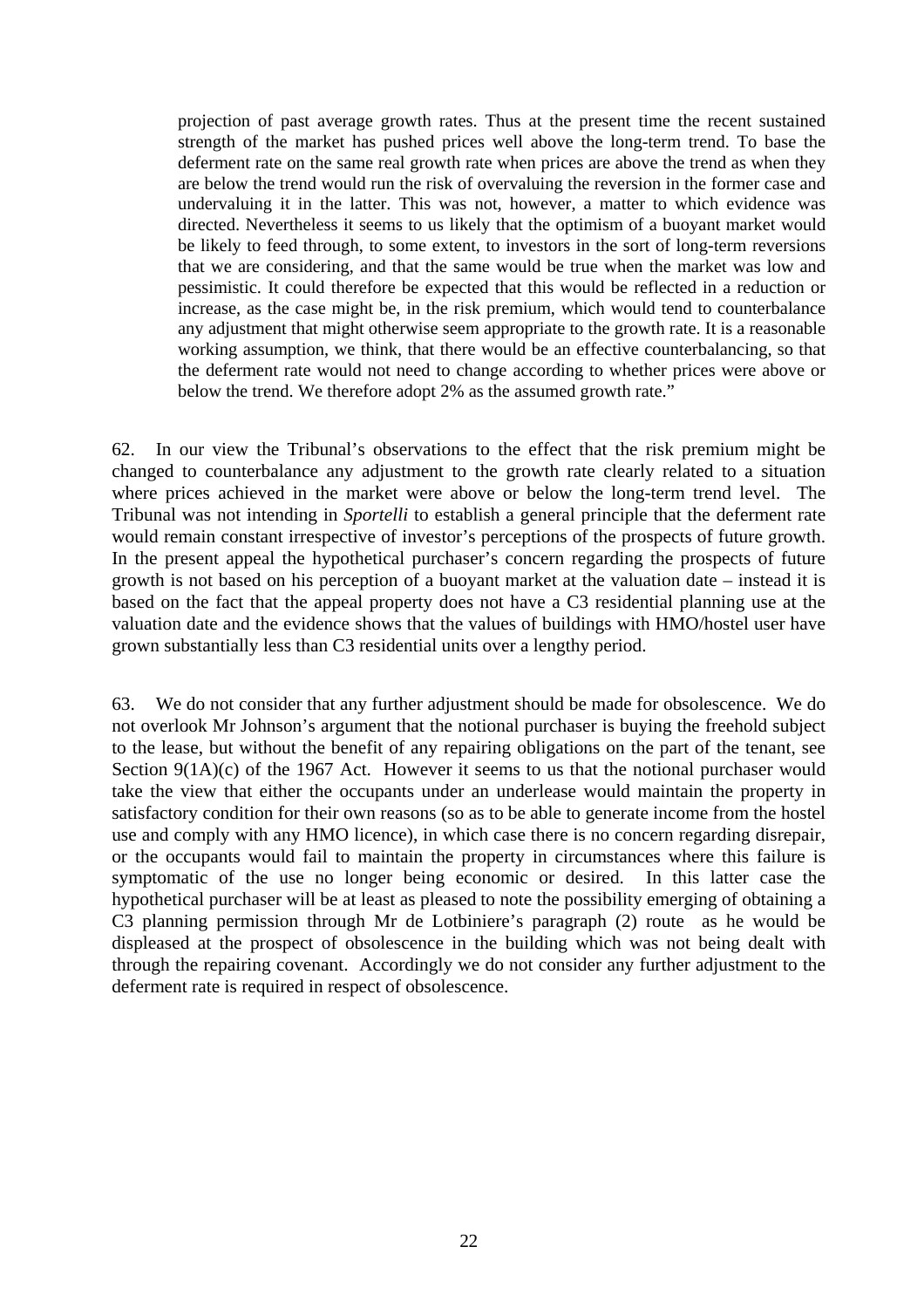> projection of past average growth rates. Thus at the present time the recent sustained strength of the market has pushed prices well above the long-term trend. To base the deferment rate on the same real growth rate when prices are above the trend as when they are below the trend would run the risk of overvaluing the reversion in the former case and undervaluing it in the latter. This was not, however, a matter to which evidence was directed. Nevertheless it seems to us likely that the optimism of a buoyant market would be likely to feed through, to some extent, to investors in the sort of long-term reversions that we are considering, and that the same would be true when the market was low and pessimistic. It could therefore be expected that this would be reflected in a reduction or increase, as the case might be, in the risk premium, which would tend to counterbalance any adjustment that might otherwise seem appropriate to the growth rate. It is a reasonable working assumption, we think, that there would be an effective counterbalancing, so that the deferment rate would not need to change according to whether prices were above or below the trend. We therefore adopt 2% as the assumed growth rate."

62. In our view the Tribunal's observations to the effect that the risk premium might be changed to counterbalance any adjustment to the growth rate clearly related to a situation where prices achieved in the market were above or below the long-term trend level. The Tribunal was not intending in *Sportelli* to establish a general principle that the deferment rate would remain constant irrespective of investor's perceptions of the prospects of future growth. In the present appeal the hypothetical purchaser's concern regarding the prospects of future growth is not based on his perception of a buoyant market at the valuation date – instead it is based on the fact that the appeal property does not have a C3 residential planning use at the valuation date and the evidence shows that the values of buildings with HMO/hostel user have grown substantially less than C3 residential units over a lengthy period.

63. We do not consider that any further adjustment should be made for obsolescence. We do not overlook Mr Johnson's argument that the notional purchaser is buying the freehold subject to the lease, but without the benefit of any repairing obligations on the part of the tenant, see Section 9(1A)(c) of the 1967 Act. However it seems to us that the notional purchaser would take the view that either the occupants under an underlease would maintain the property in satisfactory condition for their own reasons (so as to be able to generate income from the hostel use and comply with any HMO licence), in which case there is no concern regarding disrepair, or the occupants would fail to maintain the property in circumstances where this failure is symptomatic of the use no longer being economic or desired. In this latter case the hypothetical purchaser will be at least as pleased to note the possibility emerging of obtaining a C3 planning permission through Mr de Lotbiniere's paragraph (2) route as he would be displeased at the prospect of obsolescence in the building which was not being dealt with through the repairing covenant. Accordingly we do not consider any further adjustment to the deferment rate is required in respect of obsolescence.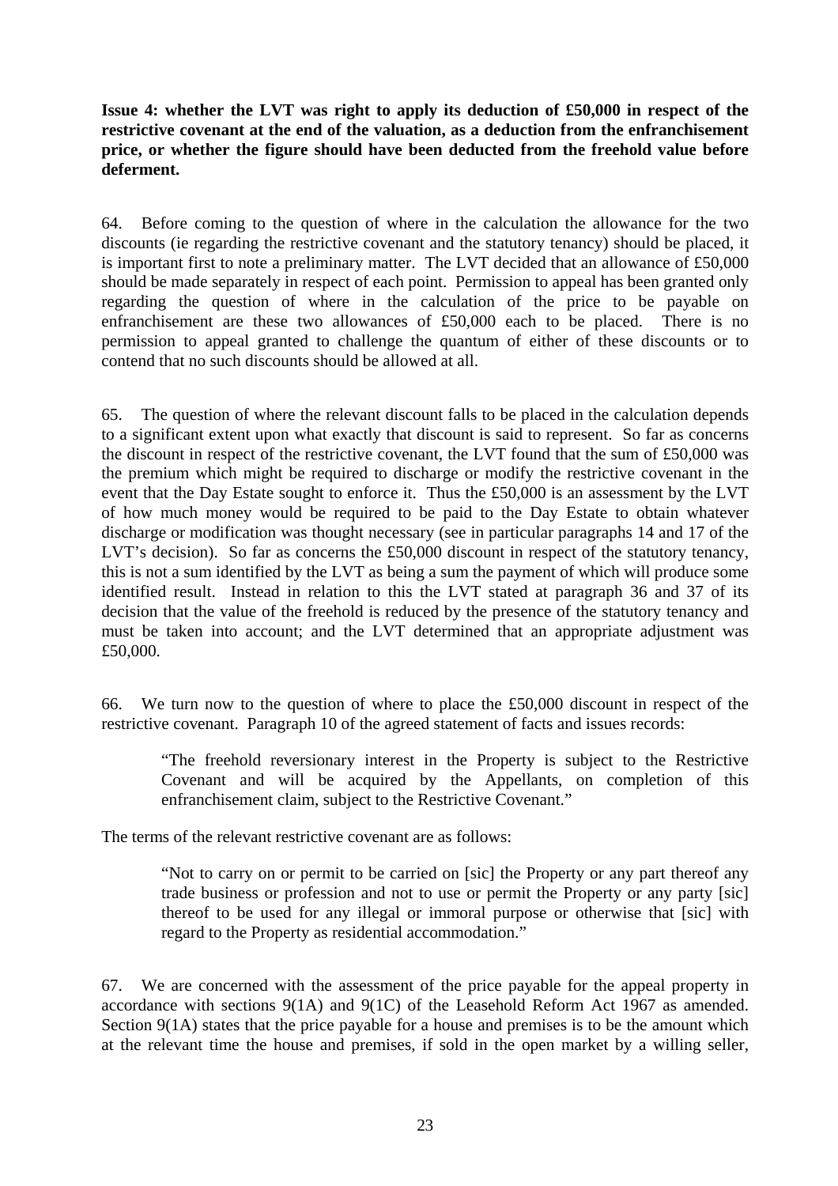**Issue 4: whether the LVT was right to apply its deduction of £50,000 in respect of the restrictive covenant at the end of the valuation, as a deduction from the enfranchisement price, or whether the figure should have been deducted from the freehold value before deferment.**

64. Before coming to the question of where in the calculation the allowance for the two discounts (ie regarding the restrictive covenant and the statutory tenancy) should be placed, it is important first to note a preliminary matter. The LVT decided that an allowance of £50,000 should be made separately in respect of each point. Permission to appeal has been granted only regarding the question of where in the calculation of the price to be payable on enfranchisement are these two allowances of £50,000 each to be placed. There is no permission to appeal granted to challenge the quantum of either of these discounts or to contend that no such discounts should be allowed at all.

65. The question of where the relevant discount falls to be placed in the calculation depends to a significant extent upon what exactly that discount is said to represent. So far as concerns the discount in respect of the restrictive covenant, the LVT found that the sum of £50,000 was the premium which might be required to discharge or modify the restrictive covenant in the event that the Day Estate sought to enforce it. Thus the £50,000 is an assessment by the LVT of how much money would be required to be paid to the Day Estate to obtain whatever discharge or modification was thought necessary (see in particular paragraphs 14 and 17 of the LVT's decision). So far as concerns the £50,000 discount in respect of the statutory tenancy, this is not a sum identified by the LVT as being a sum the payment of which will produce some identified result. Instead in relation to this the LVT stated at paragraph 36 and 37 of its decision that the value of the freehold is reduced by the presence of the statutory tenancy and must be taken into account; and the LVT determined that an appropriate adjustment was £50,000.

66. We turn now to the question of where to place the £50,000 discount in respect of the restrictive covenant. Paragraph 10 of the agreed statement of facts and issues records:

> "The freehold reversionary interest in the Property is subject to the Restrictive Covenant and will be acquired by the Appellants, on completion of this enfranchisement claim, subject to the Restrictive Covenant."

The terms of the relevant restrictive covenant are as follows:

> "Not to carry on or permit to be carried on [sic] the Property or any part thereof any trade business or profession and not to use or permit the Property or any party [sic] thereof to be used for any illegal or immoral purpose or otherwise that [sic] with regard to the Property as residential accommodation."

67. We are concerned with the assessment of the price payable for the appeal property in accordance with sections 9(1A) and 9(1C) of the Leasehold Reform Act 1967 as amended. Section 9(1A) states that the price payable for a house and premises is to be the amount which at the relevant time the house and premises, if sold in the open market by a willing seller,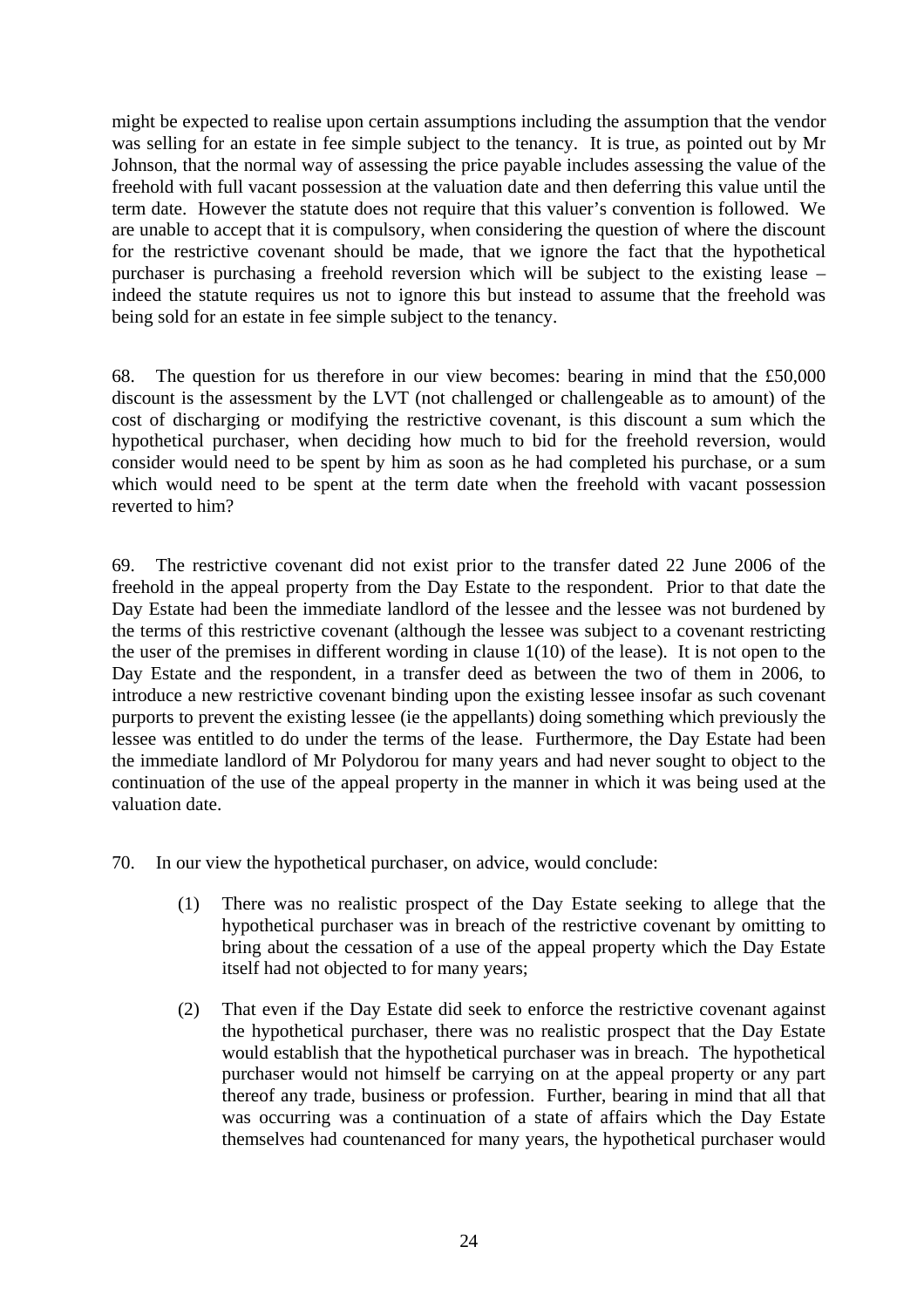might be expected to realise upon certain assumptions including the assumption that the vendor was selling for an estate in fee simple subject to the tenancy. It is true, as pointed out by Mr Johnson, that the normal way of assessing the price payable includes assessing the value of the freehold with full vacant possession at the valuation date and then deferring this value until the term date. However the statute does not require that this valuer's convention is followed. We are unable to accept that it is compulsory, when considering the question of where the discount for the restrictive covenant should be made, that we ignore the fact that the hypothetical purchaser is purchasing a freehold reversion which will be subject to the existing lease – indeed the statute requires us not to ignore this but instead to assume that the freehold was being sold for an estate in fee simple subject to the tenancy.

68. The question for us therefore in our view becomes: bearing in mind that the £50,000 discount is the assessment by the LVT (not challenged or challengeable as to amount) of the cost of discharging or modifying the restrictive covenant, is this discount a sum which the hypothetical purchaser, when deciding how much to bid for the freehold reversion, would consider would need to be spent by him as soon as he had completed his purchase, or a sum which would need to be spent at the term date when the freehold with vacant possession reverted to him?

69. The restrictive covenant did not exist prior to the transfer dated 22 June 2006 of the freehold in the appeal property from the Day Estate to the respondent. Prior to that date the Day Estate had been the immediate landlord of the lessee and the lessee was not burdened by the terms of this restrictive covenant (although the lessee was subject to a covenant restricting the user of the premises in different wording in clause 1(10) of the lease). It is not open to the Day Estate and the respondent, in a transfer deed as between the two of them in 2006, to introduce a new restrictive covenant binding upon the existing lessee insofar as such covenant purports to prevent the existing lessee (ie the appellants) doing something which previously the lessee was entitled to do under the terms of the lease. Furthermore, the Day Estate had been the immediate landlord of Mr Polydorou for many years and had never sought to object to the continuation of the use of the appeal property in the manner in which it was being used at the valuation date.

70. In our view the hypothetical purchaser, on advice, would conclude:

(1) There was no realistic prospect of the Day Estate seeking to allege that the hypothetical purchaser was in breach of the restrictive covenant by omitting to bring about the cessation of a use of the appeal property which the Day Estate itself had not objected to for many years;

(2) That even if the Day Estate did seek to enforce the restrictive covenant against the hypothetical purchaser, there was no realistic prospect that the Day Estate would establish that the hypothetical purchaser was in breach. The hypothetical purchaser would not himself be carrying on at the appeal property or any part thereof any trade, business or profession. Further, bearing in mind that all that was occurring was a continuation of a state of affairs which the Day Estate themselves had countenanced for many years, the hypothetical purchaser would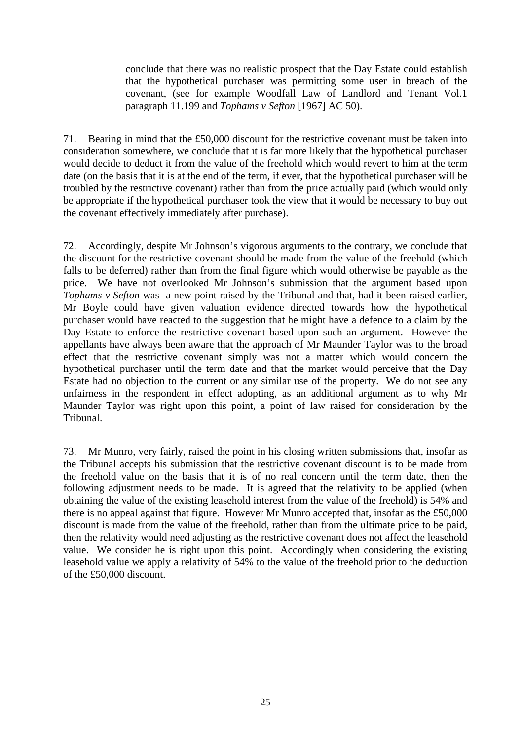conclude that there was no realistic prospect that the Day Estate could establish that the hypothetical purchaser was permitting some user in breach of the covenant, (see for example Woodfall Law of Landlord and Tenant Vol.1 paragraph 11.199 and *Tophams v Sefton* [1967] AC 50).

71. Bearing in mind that the £50,000 discount for the restrictive covenant must be taken into consideration somewhere, we conclude that it is far more likely that the hypothetical purchaser would decide to deduct it from the value of the freehold which would revert to him at the term date (on the basis that it is at the end of the term, if ever, that the hypothetical purchaser will be troubled by the restrictive covenant) rather than from the price actually paid (which would only be appropriate if the hypothetical purchaser took the view that it would be necessary to buy out the covenant effectively immediately after purchase).

72. Accordingly, despite Mr Johnson's vigorous arguments to the contrary, we conclude that the discount for the restrictive covenant should be made from the value of the freehold (which falls to be deferred) rather than from the final figure which would otherwise be payable as the price. We have not overlooked Mr Johnson's submission that the argument based upon *Tophams v Sefton* was a new point raised by the Tribunal and that, had it been raised earlier, Mr Boyle could have given valuation evidence directed towards how the hypothetical purchaser would have reacted to the suggestion that he might have a defence to a claim by the Day Estate to enforce the restrictive covenant based upon such an argument. However the appellants have always been aware that the approach of Mr Maunder Taylor was to the broad effect that the restrictive covenant simply was not a matter which would concern the hypothetical purchaser until the term date and that the market would perceive that the Day Estate had no objection to the current or any similar use of the property. We do not see any unfairness in the respondent in effect adopting, as an additional argument as to why Mr Maunder Taylor was right upon this point, a point of law raised for consideration by the Tribunal.

73. Mr Munro, very fairly, raised the point in his closing written submissions that, insofar as the Tribunal accepts his submission that the restrictive covenant discount is to be made from the freehold value on the basis that it is of no real concern until the term date, then the following adjustment needs to be made. It is agreed that the relativity to be applied (when obtaining the value of the existing leasehold interest from the value of the freehold) is 54% and there is no appeal against that figure. However Mr Munro accepted that, insofar as the £50,000 discount is made from the value of the freehold, rather than from the ultimate price to be paid, then the relativity would need adjusting as the restrictive covenant does not affect the leasehold value. We consider he is right upon this point. Accordingly when considering the existing leasehold value we apply a relativity of 54% to the value of the freehold prior to the deduction of the £50,000 discount.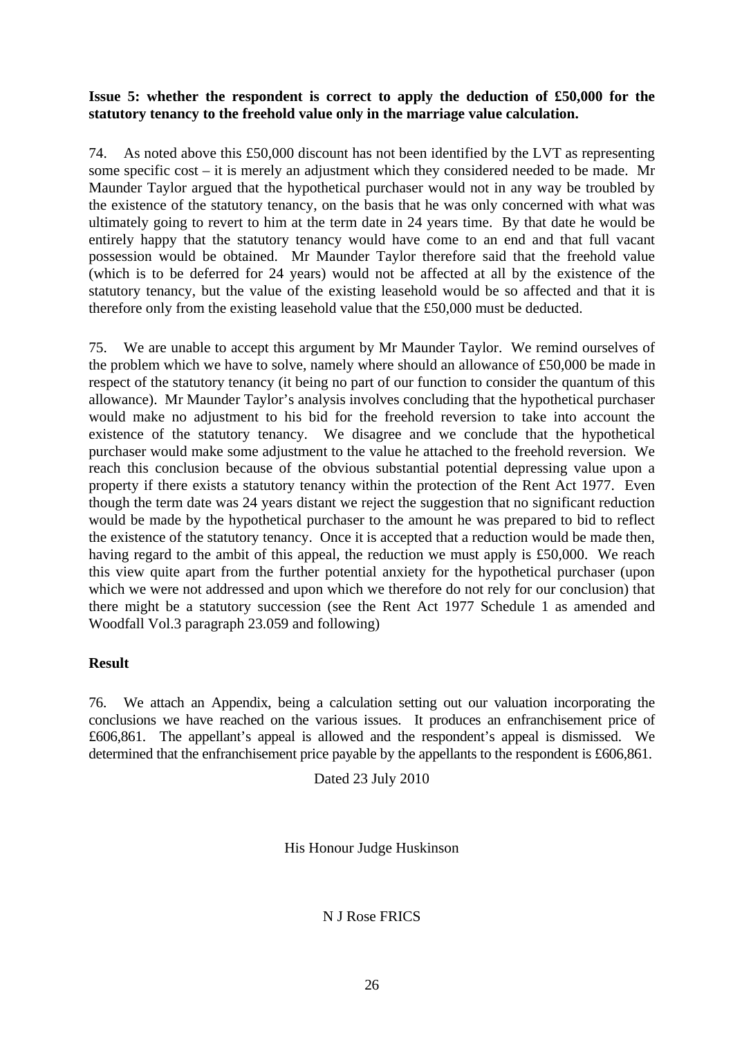**Issue 5: whether the respondent is correct to apply the deduction of £50,000 for the statutory tenancy to the freehold value only in the marriage value calculation.**

74. As noted above this £50,000 discount has not been identified by the LVT as representing some specific cost – it is merely an adjustment which they considered needed to be made. Mr Maunder Taylor argued that the hypothetical purchaser would not in any way be troubled by the existence of the statutory tenancy, on the basis that he was only concerned with what was ultimately going to revert to him at the term date in 24 years time. By that date he would be entirely happy that the statutory tenancy would have come to an end and that full vacant possession would be obtained. Mr Maunder Taylor therefore said that the freehold value (which is to be deferred for 24 years) would not be affected at all by the existence of the statutory tenancy, but the value of the existing leasehold would be so affected and that it is therefore only from the existing leasehold value that the £50,000 must be deducted.

75. We are unable to accept this argument by Mr Maunder Taylor. We remind ourselves of the problem which we have to solve, namely where should an allowance of £50,000 be made in respect of the statutory tenancy (it being no part of our function to consider the quantum of this allowance). Mr Maunder Taylor's analysis involves concluding that the hypothetical purchaser would make no adjustment to his bid for the freehold reversion to take into account the existence of the statutory tenancy. We disagree and we conclude that the hypothetical purchaser would make some adjustment to the value he attached to the freehold reversion. We reach this conclusion because of the obvious substantial potential depressing value upon a property if there exists a statutory tenancy within the protection of the Rent Act 1977. Even though the term date was 24 years distant we reject the suggestion that no significant reduction would be made by the hypothetical purchaser to the amount he was prepared to bid to reflect the existence of the statutory tenancy. Once it is accepted that a reduction would be made then, having regard to the ambit of this appeal, the reduction we must apply is £50,000. We reach this view quite apart from the further potential anxiety for the hypothetical purchaser (upon which we were not addressed and upon which we therefore do not rely for our conclusion) that there might be a statutory succession (see the Rent Act 1977 Schedule 1 as amended and Woodfall Vol.3 paragraph 23.059 and following)

**Result**

76. We attach an Appendix, being a calculation setting out our valuation incorporating the conclusions we have reached on the various issues. It produces an enfranchisement price of £606,861. The appellant's appeal is allowed and the respondent's appeal is dismissed. We determined that the enfranchisement price payable by the appellants to the respondent is £606,861.

Dated 23 July 2010

His Honour Judge Huskinson

N J Rose FRICS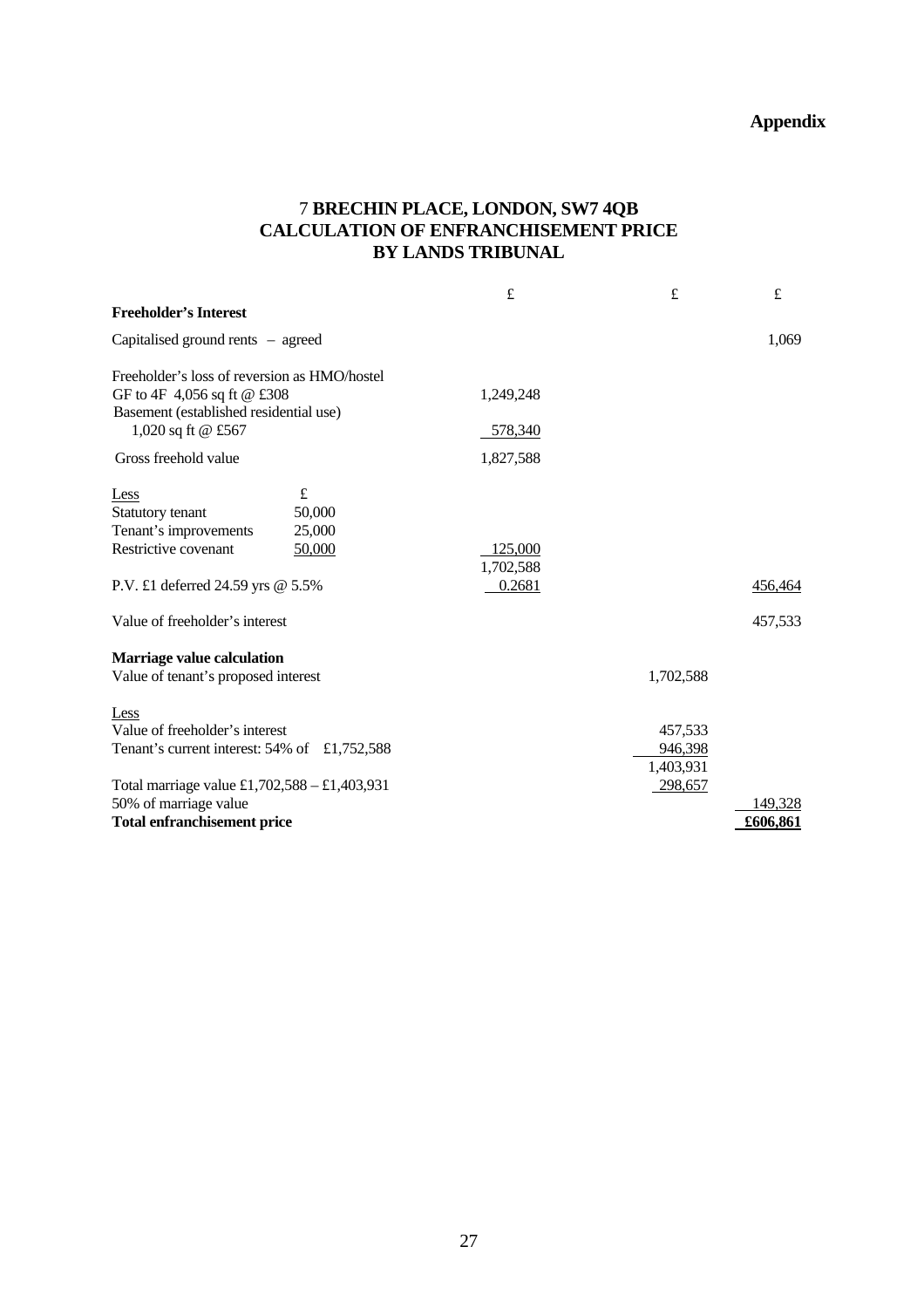**Appendix**

# 7 BRECHIN PLACE, LONDON, SW7 4QB
# CALCULATION OF ENFRANCHISEMENT PRICE
# BY LANDS TRIBUNAL

| | | £ | £ | £ |
|---|---|---|---|---|
| **Freeholder's Interest** | | | | |
| Capitalised ground rents – agreed | | | | 1,069 |
| Freeholder's loss of reversion as HMO/hostel | | | | |
| GF to 4F 4,056 sq ft @ £308 | | 1,249,248 | | |
| Basement (established residential use) | | | | |
| 1,020 sq ft @ £567 | | 578,340 | | |
| Gross freehold value | | 1,827,588 | | |
| Less | £ | | | |
| Statutory tenant | 50,000 | | | |
| Tenant's improvements | 25,000 | | | |
| Restrictive covenant | 50,000 | 125,000 | | |
| | | 1,702,588 | | |
| P.V. £1 deferred 24.59 yrs @ 5.5% | | 0.2681 | | 456,464 |
| Value of freeholder's interest | | | | 457,533 |
| **Marriage value calculation** | | | | |
| Value of tenant's proposed interest | | | 1,702,588 | |
| Less | | | | |
| Value of freeholder's interest | | | 457,533 | |
| Tenant's current interest: 54% of £1,752,588 | | | 946,398 | |
| | | | 1,403,931 | |
| Total marriage value £1,702,588 – £1,403,931 | | | 298,657 | |
| 50% of marriage value | | | | 149,328 |
| **Total enfranchisement price** | | | | **£606,861** |